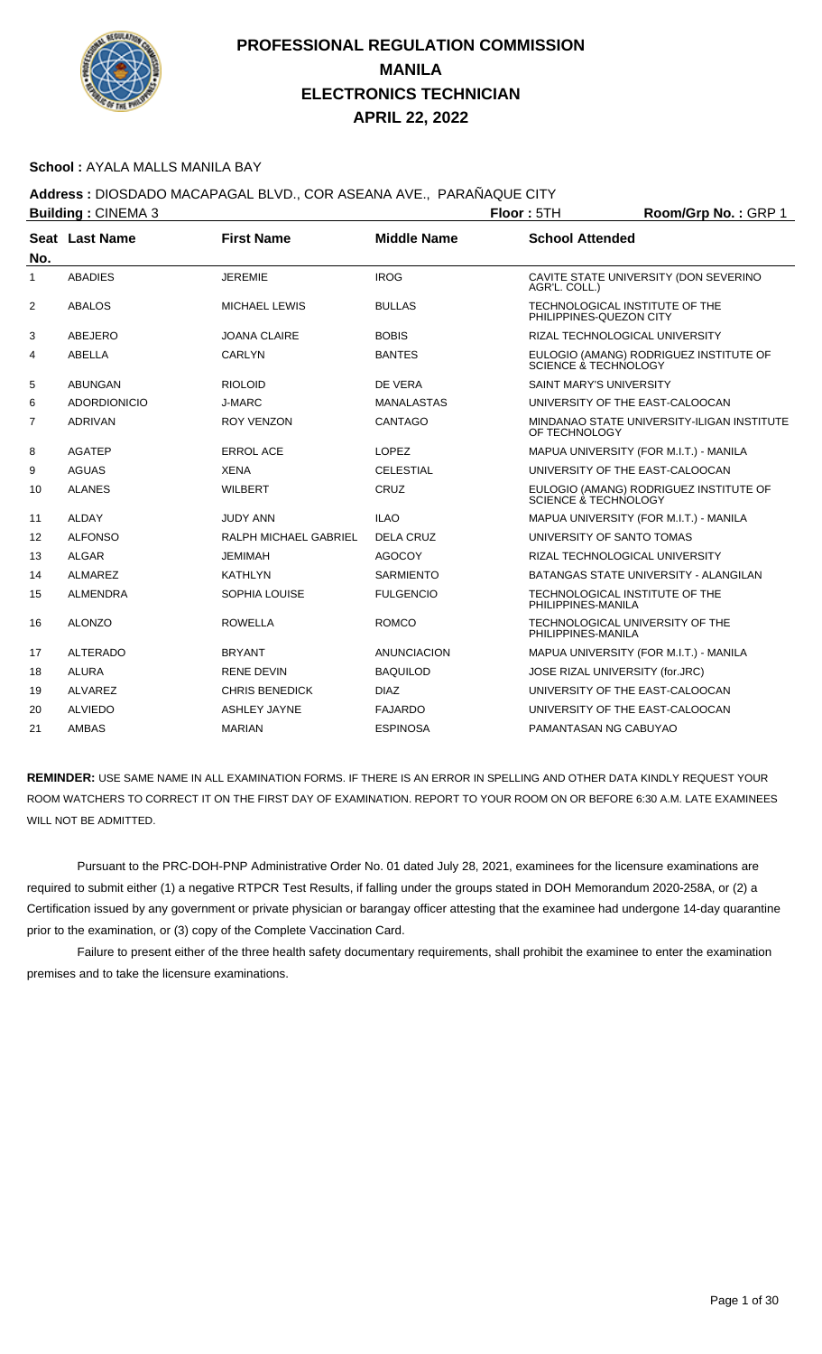# PROFESSIONAL REGULATION COMMISSION
## MANILA
## ELECTRONICS TECHNICIAN
## APRIL 22, 2022

**School :** AYALA MALLS MANILA BAY

**Address :** DIOSDADO MACAPAGAL BLVD., COR ASEANA AVE., PARAÑAQUE CITY

**Building :** CINEMA 3 **Floor :** 5TH **Room/Grp No. :** GRP 1

| Seat No. | Last Name | First Name | Middle Name | School Attended |
|---|---|---|---|---|
| 1 | ABADIES | JEREMIE | IROG | CAVITE STATE UNIVERSITY (DON SEVERINO AGR'L. COLL.) |
| 2 | ABALOS | MICHAEL LEWIS | BULLAS | TECHNOLOGICAL INSTITUTE OF THE PHILIPPINES-QUEZON CITY |
| 3 | ABEJERO | JOANA CLAIRE | BOBIS | RIZAL TECHNOLOGICAL UNIVERSITY |
| 4 | ABELLA | CARLYN | BANTES | EULOGIO (AMANG) RODRIGUEZ INSTITUTE OF SCIENCE & TECHNOLOGY |
| 5 | ABUNGAN | RIOLOID | DE VERA | SAINT MARY'S UNIVERSITY |
| 6 | ADORDIONICIO | J-MARC | MANALASTAS | UNIVERSITY OF THE EAST-CALOOCAN |
| 7 | ADRIVAN | ROY VENZON | CANTAGO | MINDANAO STATE UNIVERSITY-ILIGAN INSTITUTE OF TECHNOLOGY |
| 8 | AGATEP | ERROL ACE | LOPEZ | MAPUA UNIVERSITY (FOR M.I.T.) - MANILA |
| 9 | AGUAS | XENA | CELESTIAL | UNIVERSITY OF THE EAST-CALOOCAN |
| 10 | ALANES | WILBERT | CRUZ | EULOGIO (AMANG) RODRIGUEZ INSTITUTE OF SCIENCE & TECHNOLOGY |
| 11 | ALDAY | JUDY ANN | ILAO | MAPUA UNIVERSITY (FOR M.I.T.) - MANILA |
| 12 | ALFONSO | RALPH MICHAEL GABRIEL | DELA CRUZ | UNIVERSITY OF SANTO TOMAS |
| 13 | ALGAR | JEMIMAH | AGOCOY | RIZAL TECHNOLOGICAL UNIVERSITY |
| 14 | ALMAREZ | KATHLYN | SARMIENTO | BATANGAS STATE UNIVERSITY - ALANGILAN |
| 15 | ALMENDRA | SOPHIA LOUISE | FULGENCIO | TECHNOLOGICAL INSTITUTE OF THE PHILIPPINES-MANILA |
| 16 | ALONZO | ROWELLA | ROMCO | TECHNOLOGICAL UNIVERSITY OF THE PHILIPPINES-MANILA |
| 17 | ALTERADO | BRYANT | ANUNCIACION | MAPUA UNIVERSITY (FOR M.I.T.) - MANILA |
| 18 | ALURA | RENE DEVIN | BAQUILOD | JOSE RIZAL UNIVERSITY (for.JRC) |
| 19 | ALVAREZ | CHRIS BENEDICK | DIAZ | UNIVERSITY OF THE EAST-CALOOCAN |
| 20 | ALVIEDO | ASHLEY JAYNE | FAJARDO | UNIVERSITY OF THE EAST-CALOOCAN |
| 21 | AMBAS | MARIAN | ESPINOSA | PAMANTASAN NG CABUYAO |

**REMINDER:** USE SAME NAME IN ALL EXAMINATION FORMS. IF THERE IS AN ERROR IN SPELLING AND OTHER DATA KINDLY REQUEST YOUR ROOM WATCHERS TO CORRECT IT ON THE FIRST DAY OF EXAMINATION. REPORT TO YOUR ROOM ON OR BEFORE 6:30 A.M. LATE EXAMINEES WILL NOT BE ADMITTED.

Pursuant to the PRC-DOH-PNP Administrative Order No. 01 dated July 28, 2021, examinees for the licensure examinations are required to submit either (1) a negative RTPCR Test Results, if falling under the groups stated in DOH Memorandum 2020-258A, or (2) a Certification issued by any government or private physician or barangay officer attesting that the examinee had undergone 14-day quarantine prior to the examination, or (3) copy of the Complete Vaccination Card.

Failure to present either of the three health safety documentary requirements, shall prohibit the examinee to enter the examination premises and to take the licensure examinations.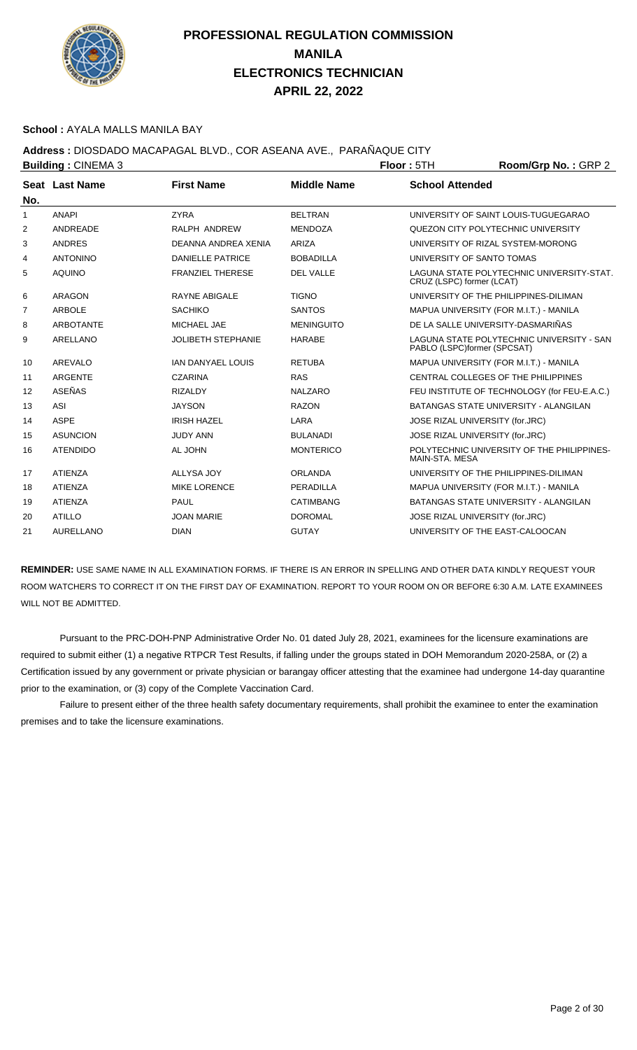# PROFESSIONAL REGULATION COMMISSION
# MANILA
# ELECTRONICS TECHNICIAN
# APRIL 22, 2022

**School :** AYALA MALLS MANILA BAY

**Address :** DIOSDADO MACAPAGAL BLVD., COR ASEANA AVE., PARAÑAQUE CITY

**Building :** CINEMA 3 **Floor :** 5TH **Room/Grp No. :** GRP 2

| Seat No. | Last Name | First Name | Middle Name | School Attended |
|---|---|---|---|---|
| 1 | ANAPI | ZYRA | BELTRAN | UNIVERSITY OF SAINT LOUIS-TUGUEGARAO |
| 2 | ANDREADE | RALPH ANDREW | MENDOZA | QUEZON CITY POLYTECHNIC UNIVERSITY |
| 3 | ANDRES | DEANNA ANDREA XENIA | ARIZA | UNIVERSITY OF RIZAL SYSTEM-MORONG |
| 4 | ANTONINO | DANIELLE PATRICE | BOBADILLA | UNIVERSITY OF SANTO TOMAS |
| 5 | AQUINO | FRANZIEL THERESE | DEL VALLE | LAGUNA STATE POLYTECHNIC UNIVERSITY-STAT. CRUZ (LSPC) former (LCAT) |
| 6 | ARAGON | RAYNE ABIGALE | TIGNO | UNIVERSITY OF THE PHILIPPINES-DILIMAN |
| 7 | ARBOLE | SACHIKO | SANTOS | MAPUA UNIVERSITY (FOR M.I.T.) - MANILA |
| 8 | ARBOTANTE | MICHAEL JAE | MENINGUITO | DE LA SALLE UNIVERSITY-DASMARIÑAS |
| 9 | ARELLANO | JOLIBETH STEPHANIE | HARABE | LAGUNA STATE POLYTECHNIC UNIVERSITY - SAN PABLO (LSPC)former (SPCSAT) |
| 10 | AREVALO | IAN DANYAEL LOUIS | RETUBA | MAPUA UNIVERSITY (FOR M.I.T.) - MANILA |
| 11 | ARGENTE | CZARINA | RAS | CENTRAL COLLEGES OF THE PHILIPPINES |
| 12 | ASEÑAS | RIZALDY | NALZARO | FEU INSTITUTE OF TECHNOLOGY (for FEU-E.A.C.) |
| 13 | ASI | JAYSON | RAZON | BATANGAS STATE UNIVERSITY - ALANGILAN |
| 14 | ASPE | IRISH HAZEL | LARA | JOSE RIZAL UNIVERSITY (for.JRC) |
| 15 | ASUNCION | JUDY ANN | BULANADI | JOSE RIZAL UNIVERSITY (for.JRC) |
| 16 | ATENDIDO | AL JOHN | MONTERICO | POLYTECHNIC UNIVERSITY OF THE PHILIPPINES-MAIN-STA. MESA |
| 17 | ATIENZA | ALLYSA JOY | ORLANDA | UNIVERSITY OF THE PHILIPPINES-DILIMAN |
| 18 | ATIENZA | MIKE LORENCE | PERADILLA | MAPUA UNIVERSITY (FOR M.I.T.) - MANILA |
| 19 | ATIENZA | PAUL | CATIMBANG | BATANGAS STATE UNIVERSITY - ALANGILAN |
| 20 | ATILLO | JOAN MARIE | DOROMAL | JOSE RIZAL UNIVERSITY (for.JRC) |
| 21 | AURELLANO | DIAN | GUTAY | UNIVERSITY OF THE EAST-CALOOCAN |

**REMINDER:** USE SAME NAME IN ALL EXAMINATION FORMS. IF THERE IS AN ERROR IN SPELLING AND OTHER DATA KINDLY REQUEST YOUR ROOM WATCHERS TO CORRECT IT ON THE FIRST DAY OF EXAMINATION. REPORT TO YOUR ROOM ON OR BEFORE 6:30 A.M. LATE EXAMINEES WILL NOT BE ADMITTED.

Pursuant to the PRC-DOH-PNP Administrative Order No. 01 dated July 28, 2021, examinees for the licensure examinations are required to submit either (1) a negative RTPCR Test Results, if falling under the groups stated in DOH Memorandum 2020-258A, or (2) a Certification issued by any government or private physician or barangay officer attesting that the examinee had undergone 14-day quarantine prior to the examination, or (3) copy of the Complete Vaccination Card.

Failure to present either of the three health safety documentary requirements, shall prohibit the examinee to enter the examination premises and to take the licensure examinations.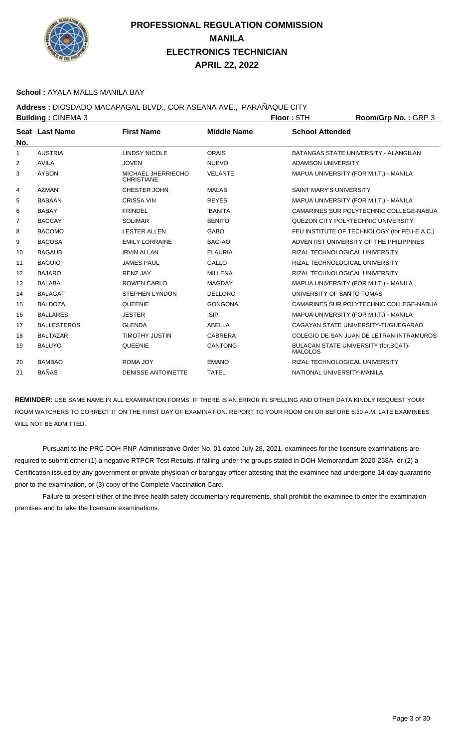# PROFESSIONAL REGULATION COMMISSION
# MANILA
# ELECTRONICS TECHNICIAN
# APRIL 22, 2022

**School :** AYALA MALLS MANILA BAY

**Address :** DIOSDADO MACAPAGAL BLVD., COR ASEANA AVE., PARAÑAQUE CITY

**Building :** CINEMA 3 **Floor :** 5TH **Room/Grp No. :** GRP 3

| Seat No. | Last Name | First Name | Middle Name | School Attended |
|---|---|---|---|---|
| 1 | AUSTRIA | LINDSY NICOLE | ORAIS | BATANGAS STATE UNIVERSITY - ALANGILAN |
| 2 | AVILA | JOVEN | NUEVO | ADAMSON UNIVERSITY |
| 3 | AYSON | MICHAEL JHERRIECHO CHRISTIANE | VELANTE | MAPUA UNIVERSITY (FOR M.I.T.) - MANILA |
| 4 | AZMAN | CHESTER JOHN | MALAB | SAINT MARY'S UNIVERSITY |
| 5 | BABAAN | CRISSA VIN | REYES | MAPUA UNIVERSITY (FOR M.I.T.) - MANILA |
| 6 | BABAY | FRINDEL | IBANITA | CAMARINES SUR POLYTECHNIC COLLEGE-NABUA |
| 7 | BACCAY | SOLIMAR | BENITO | QUEZON CITY POLYTECHNIC UNIVERSITY |
| 8 | BACOMO | LESTER ALLEN | GABO | FEU INSTITUTE OF TECHNOLOGY (for FEU-E.A.C.) |
| 9 | BACOSA | EMILY LORRAINE | BAG-AO | ADVENTIST UNIVERSITY OF THE PHILIPPINES |
| 10 | BAGAUB | IRVIN ALLAN | ELAURIA | RIZAL TECHNOLOGICAL UNIVERSITY |
| 11 | BAGUIO | JAMES PAUL | GALLO | RIZAL TECHNOLOGICAL UNIVERSITY |
| 12 | BAJARO | RENZ JAY | MILLENA | RIZAL TECHNOLOGICAL UNIVERSITY |
| 13 | BALABA | ROWEN CARLO | MAGDAY | MAPUA UNIVERSITY (FOR M.I.T.) - MANILA |
| 14 | BALAGAT | STEPHEN LYNDON | DELLORO | UNIVERSITY OF SANTO TOMAS |
| 15 | BALDOZA | QUEENIE | GONGONA | CAMARINES SUR POLYTECHNIC COLLEGE-NABUA |
| 16 | BALLARES | JESTER | ISIP | MAPUA UNIVERSITY (FOR M.I.T.) - MANILA |
| 17 | BALLESTEROS | GLENDA | ABELLA | CAGAYAN STATE UNIVERSITY-TUGUEGARAO |
| 18 | BALTAZAR | TIMOTHY JUSTIN | CABRERA | COLEGIO DE SAN JUAN DE LETRAN-INTRAMUROS |
| 19 | BALUYO | QUEENIE | CANTONG | BULACAN STATE UNIVERSITY (for.BCAT)-MALOLOS |
| 20 | BAMBAO | ROMA JOY | EMANO | RIZAL TECHNOLOGICAL UNIVERSITY |
| 21 | BAÑAS | DENISSE ANTOINETTE | TATEL | NATIONAL UNIVERSITY-MANILA |

**REMINDER:** USE SAME NAME IN ALL EXAMINATION FORMS. IF THERE IS AN ERROR IN SPELLING AND OTHER DATA KINDLY REQUEST YOUR ROOM WATCHERS TO CORRECT IT ON THE FIRST DAY OF EXAMINATION. REPORT TO YOUR ROOM ON OR BEFORE 6:30 A.M. LATE EXAMINEES WILL NOT BE ADMITTED.

Pursuant to the PRC-DOH-PNP Administrative Order No. 01 dated July 28, 2021, examinees for the licensure examinations are required to submit either (1) a negative RTPCR Test Results, if falling under the groups stated in DOH Memorandum 2020-258A, or (2) a Certification issued by any government or private physician or barangay officer attesting that the examinee had undergone 14-day quarantine prior to the examination, or (3) copy of the Complete Vaccination Card.

Failure to present either of the three health safety documentary requirements, shall prohibit the examinee to enter the examination premises and to take the licensure examinations.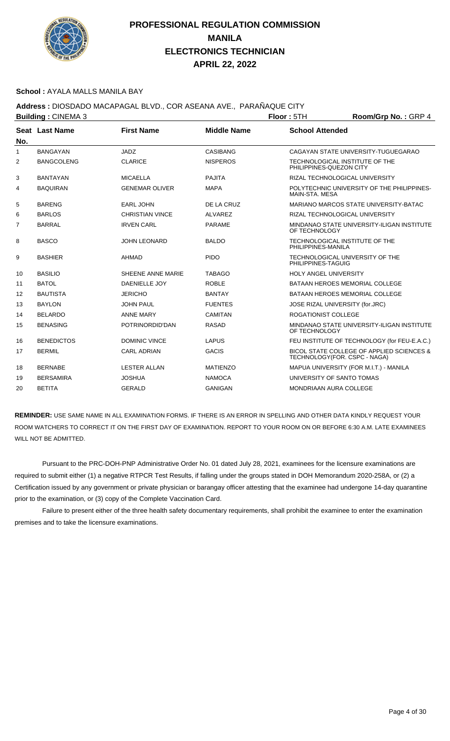# PROFESSIONAL REGULATION COMMISSION
## MANILA
## ELECTRONICS TECHNICIAN
## APRIL 22, 2022

**School :** AYALA MALLS MANILA BAY

**Address :** DIOSDADO MACAPAGAL BLVD., COR ASEANA AVE., PARAÑAQUE CITY

**Building :** CINEMA 3 **Floor :** 5TH **Room/Grp No. :** GRP 4

| Seat No. | Last Name | First Name | Middle Name | School Attended |
|---|---|---|---|---|
| 1 | BANGAYAN | JADZ | CASIBANG | CAGAYAN STATE UNIVERSITY-TUGUEGARAO |
| 2 | BANGCOLENG | CLARICE | NISPEROS | TECHNOLOGICAL INSTITUTE OF THE PHILIPPINES-QUEZON CITY |
| 3 | BANTAYAN | MICAELLA | PAJITA | RIZAL TECHNOLOGICAL UNIVERSITY |
| 4 | BAQUIRAN | GENEMAR OLIVER | MAPA | POLYTECHNIC UNIVERSITY OF THE PHILIPPINES-MAIN-STA. MESA |
| 5 | BARENG | EARL JOHN | DE LA CRUZ | MARIANO MARCOS STATE UNIVERSITY-BATAC |
| 6 | BARLOS | CHRISTIAN VINCE | ALVAREZ | RIZAL TECHNOLOGICAL UNIVERSITY |
| 7 | BARRAL | IRVEN CARL | PARAME | MINDANAO STATE UNIVERSITY-ILIGAN INSTITUTE OF TECHNOLOGY |
| 8 | BASCO | JOHN LEONARD | BALDO | TECHNOLOGICAL INSTITUTE OF THE PHILIPPINES-MANILA |
| 9 | BASHIER | AHMAD | PIDO | TECHNOLOGICAL UNIVERSITY OF THE PHILIPPINES-TAGUIG |
| 10 | BASILIO | SHEENE ANNE MARIE | TABAGO | HOLY ANGEL UNIVERSITY |
| 11 | BATOL | DAENIELLE JOY | ROBLE | BATAAN HEROES MEMORIAL COLLEGE |
| 12 | BAUTISTA | JERICHO | BANTAY | BATAAN HEROES MEMORIAL COLLEGE |
| 13 | BAYLON | JOHN PAUL | FUENTES | JOSE RIZAL UNIVERSITY (for.JRC) |
| 14 | BELARDO | ANNE MARY | CAMITAN | ROGATIONIST COLLEGE |
| 15 | BENASING | POTRINORDID'DAN | RASAD | MINDANAO STATE UNIVERSITY-ILIGAN INSTITUTE OF TECHNOLOGY |
| 16 | BENEDICTOS | DOMINIC VINCE | LAPUS | FEU INSTITUTE OF TECHNOLOGY (for FEU-E.A.C.) |
| 17 | BERMIL | CARL ADRIAN | GACIS | BICOL STATE COLLEGE OF APPLIED SCIENCES & TECHNOLOGY(FOR. CSPC - NAGA) |
| 18 | BERNABE | LESTER ALLAN | MATIENZO | MAPUA UNIVERSITY (FOR M.I.T.) - MANILA |
| 19 | BERSAMIRA | JOSHUA | NAMOCA | UNIVERSITY OF SANTO TOMAS |
| 20 | BETITA | GERALD | GANIGAN | MONDRIAAN AURA COLLEGE |

**REMINDER:** USE SAME NAME IN ALL EXAMINATION FORMS. IF THERE IS AN ERROR IN SPELLING AND OTHER DATA KINDLY REQUEST YOUR ROOM WATCHERS TO CORRECT IT ON THE FIRST DAY OF EXAMINATION. REPORT TO YOUR ROOM ON OR BEFORE 6:30 A.M. LATE EXAMINEES WILL NOT BE ADMITTED.

Pursuant to the PRC-DOH-PNP Administrative Order No. 01 dated July 28, 2021, examinees for the licensure examinations are required to submit either (1) a negative RTPCR Test Results, if falling under the groups stated in DOH Memorandum 2020-258A, or (2) a Certification issued by any government or private physician or barangay officer attesting that the examinee had undergone 14-day quarantine prior to the examination, or (3) copy of the Complete Vaccination Card.

Failure to present either of the three health safety documentary requirements, shall prohibit the examinee to enter the examination premises and to take the licensure examinations.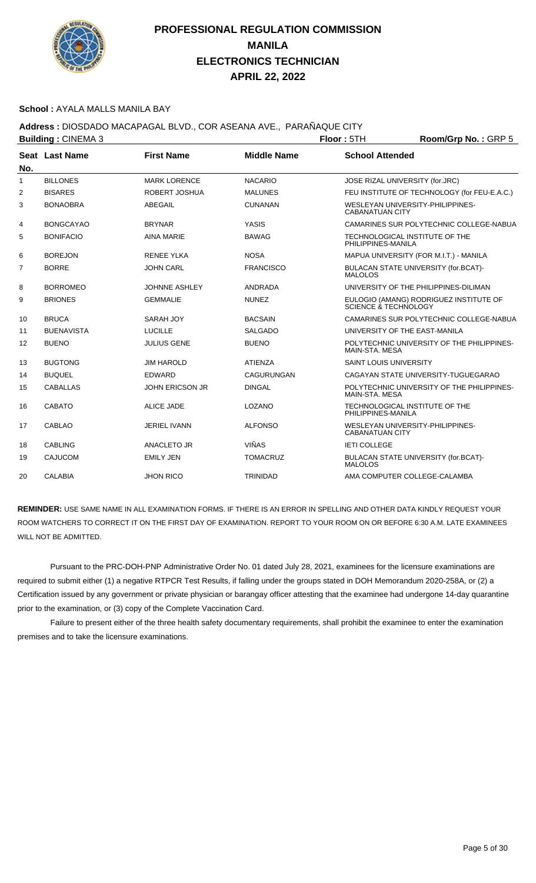# PROFESSIONAL REGULATION COMMISSION
# MANILA
# ELECTRONICS TECHNICIAN
# APRIL 22, 2022

**School :** AYALA MALLS MANILA BAY

**Address :** DIOSDADO MACAPAGAL BLVD., COR ASEANA AVE., PARAÑAQUE CITY

**Building :** CINEMA 3 **Floor :** 5TH **Room/Grp No. :** GRP 5

| Seat No. | Last Name | First Name | Middle Name | School Attended |
|---|---|---|---|---|
| 1 | BILLONES | MARK LORENCE | NACARIO | JOSE RIZAL UNIVERSITY (for.JRC) |
| 2 | BISARES | ROBERT JOSHUA | MALUNES | FEU INSTITUTE OF TECHNOLOGY (for FEU-E.A.C.) |
| 3 | BONAOBRA | ABEGAIL | CUNANAN | WESLEYAN UNIVERSITY-PHILIPPINES-CABANATUAN CITY |
| 4 | BONGCAYAO | BRYNAR | YASIS | CAMARINES SUR POLYTECHNIC COLLEGE-NABUA |
| 5 | BONIFACIO | AINA MARIE | BAWAG | TECHNOLOGICAL INSTITUTE OF THE PHILIPPINES-MANILA |
| 6 | BOREJON | RENEE YLKA | NOSA | MAPUA UNIVERSITY (FOR M.I.T.) - MANILA |
| 7 | BORRE | JOHN CARL | FRANCISCO | BULACAN STATE UNIVERSITY (for.BCAT)-MALOLOS |
| 8 | BORROMEO | JOHNNE ASHLEY | ANDRADA | UNIVERSITY OF THE PHILIPPINES-DILIMAN |
| 9 | BRIONES | GEMMALIE | NUNEZ | EULOGIO (AMANG) RODRIGUEZ INSTITUTE OF SCIENCE & TECHNOLOGY |
| 10 | BRUCA | SARAH JOY | BACSAIN | CAMARINES SUR POLYTECHNIC COLLEGE-NABUA |
| 11 | BUENAVISTA | LUCILLE | SALGADO | UNIVERSITY OF THE EAST-MANILA |
| 12 | BUENO | JULIUS GENE | BUENO | POLYTECHNIC UNIVERSITY OF THE PHILIPPINES-MAIN-STA. MESA |
| 13 | BUGTONG | JIM HAROLD | ATIENZA | SAINT LOUIS UNIVERSITY |
| 14 | BUQUEL | EDWARD | CAGURUNGAN | CAGAYAN STATE UNIVERSITY-TUGUEGARAO |
| 15 | CABALLAS | JOHN ERICSON JR | DINGAL | POLYTECHNIC UNIVERSITY OF THE PHILIPPINES-MAIN-STA. MESA |
| 16 | CABATO | ALICE JADE | LOZANO | TECHNOLOGICAL INSTITUTE OF THE PHILIPPINES-MANILA |
| 17 | CABLAO | JERIEL IVANN | ALFONSO | WESLEYAN UNIVERSITY-PHILIPPINES-CABANATUAN CITY |
| 18 | CABLING | ANACLETO JR | VIÑAS | IETI COLLEGE |
| 19 | CAJUCOM | EMILY JEN | TOMACRUZ | BULACAN STATE UNIVERSITY (for.BCAT)-MALOLOS |
| 20 | CALABIA | JHON RICO | TRINIDAD | AMA COMPUTER COLLEGE-CALAMBA |

**REMINDER:** USE SAME NAME IN ALL EXAMINATION FORMS. IF THERE IS AN ERROR IN SPELLING AND OTHER DATA KINDLY REQUEST YOUR ROOM WATCHERS TO CORRECT IT ON THE FIRST DAY OF EXAMINATION. REPORT TO YOUR ROOM ON OR BEFORE 6:30 A.M. LATE EXAMINEES WILL NOT BE ADMITTED.

Pursuant to the PRC-DOH-PNP Administrative Order No. 01 dated July 28, 2021, examinees for the licensure examinations are required to submit either (1) a negative RTPCR Test Results, if falling under the groups stated in DOH Memorandum 2020-258A, or (2) a Certification issued by any government or private physician or barangay officer attesting that the examinee had undergone 14-day quarantine prior to the examination, or (3) copy of the Complete Vaccination Card.

Failure to present either of the three health safety documentary requirements, shall prohibit the examinee to enter the examination premises and to take the licensure examinations.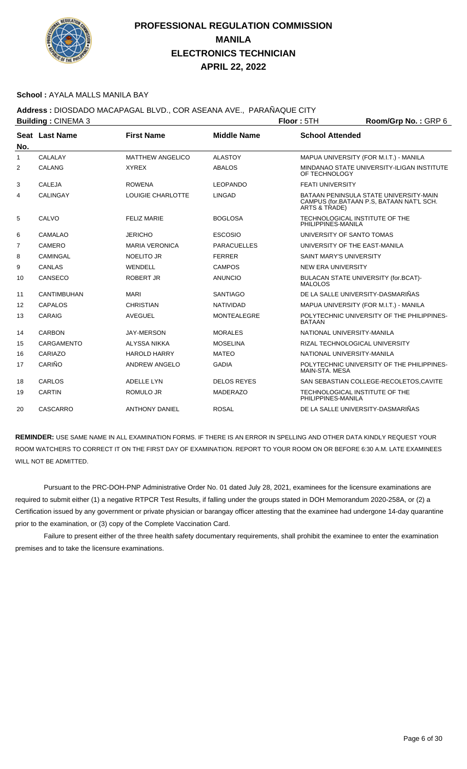# PROFESSIONAL REGULATION COMMISSION
# MANILA
# ELECTRONICS TECHNICIAN
# APRIL 22, 2022

**School :** AYALA MALLS MANILA BAY

**Address :** DIOSDADO MACAPAGAL BLVD., COR ASEANA AVE., PARAÑAQUE CITY

**Building :** CINEMA 3 **Floor :** 5TH **Room/Grp No. :** GRP 6

| Seat No. | Last Name | First Name | Middle Name | School Attended |
|---|---|---|---|---|
| 1 | CALALAY | MATTHEW ANGELICO | ALASTOY | MAPUA UNIVERSITY (FOR M.I.T.) - MANILA |
| 2 | CALANG | XYREX | ABALOS | MINDANAO STATE UNIVERSITY-ILIGAN INSTITUTE OF TECHNOLOGY |
| 3 | CALEJA | ROWENA | LEOPANDO | FEATI UNIVERSITY |
| 4 | CALINGAY | LOUIGIE CHARLOTTE | LINGAD | BATAAN PENINSULA STATE UNIVERSITY-MAIN CAMPUS (for.BATAAN P.S, BATAAN NAT'L SCH. ARTS & TRADE) |
| 5 | CALVO | FELIZ MARIE | BOGLOSA | TECHNOLOGICAL INSTITUTE OF THE PHILIPPINES-MANILA |
| 6 | CAMALAO | JERICHO | ESCOSIO | UNIVERSITY OF SANTO TOMAS |
| 7 | CAMERO | MARIA VERONICA | PARACUELLES | UNIVERSITY OF THE EAST-MANILA |
| 8 | CAMINGAL | NOELITO JR | FERRER | SAINT MARY'S UNIVERSITY |
| 9 | CANLAS | WENDELL | CAMPOS | NEW ERA UNIVERSITY |
| 10 | CANSECO | ROBERT JR | ANUNCIO | BULACAN STATE UNIVERSITY (for.BCAT)-MALOLOS |
| 11 | CANTIMBUHAN | MARI | SANTIAGO | DE LA SALLE UNIVERSITY-DASMARIÑAS |
| 12 | CAPALOS | CHRISTIAN | NATIVIDAD | MAPUA UNIVERSITY (FOR M.I.T.) - MANILA |
| 13 | CARAIG | AVEGUEL | MONTEALEGRE | POLYTECHNIC UNIVERSITY OF THE PHILIPPINES-BATAAN |
| 14 | CARBON | JAY-MERSON | MORALES | NATIONAL UNIVERSITY-MANILA |
| 15 | CARGAMENTO | ALYSSA NIKKA | MOSELINA | RIZAL TECHNOLOGICAL UNIVERSITY |
| 16 | CARIAZO | HAROLD HARRY | MATEO | NATIONAL UNIVERSITY-MANILA |
| 17 | CARIÑO | ANDREW ANGELO | GADIA | POLYTECHNIC UNIVERSITY OF THE PHILIPPINES-MAIN-STA. MESA |
| 18 | CARLOS | ADELLE LYN | DELOS REYES | SAN SEBASTIAN COLLEGE-RECOLETOS,CAVITE |
| 19 | CARTIN | ROMULO JR | MADERAZO | TECHNOLOGICAL INSTITUTE OF THE PHILIPPINES-MANILA |
| 20 | CASCARRO | ANTHONY DANIEL | ROSAL | DE LA SALLE UNIVERSITY-DASMARIÑAS |

**REMINDER:** USE SAME NAME IN ALL EXAMINATION FORMS. IF THERE IS AN ERROR IN SPELLING AND OTHER DATA KINDLY REQUEST YOUR ROOM WATCHERS TO CORRECT IT ON THE FIRST DAY OF EXAMINATION. REPORT TO YOUR ROOM ON OR BEFORE 6:30 A.M. LATE EXAMINEES WILL NOT BE ADMITTED.

Pursuant to the PRC-DOH-PNP Administrative Order No. 01 dated July 28, 2021, examinees for the licensure examinations are required to submit either (1) a negative RTPCR Test Results, if falling under the groups stated in DOH Memorandum 2020-258A, or (2) a Certification issued by any government or private physician or barangay officer attesting that the examinee had undergone 14-day quarantine prior to the examination, or (3) copy of the Complete Vaccination Card.

Failure to present either of the three health safety documentary requirements, shall prohibit the examinee to enter the examination premises and to take the licensure examinations.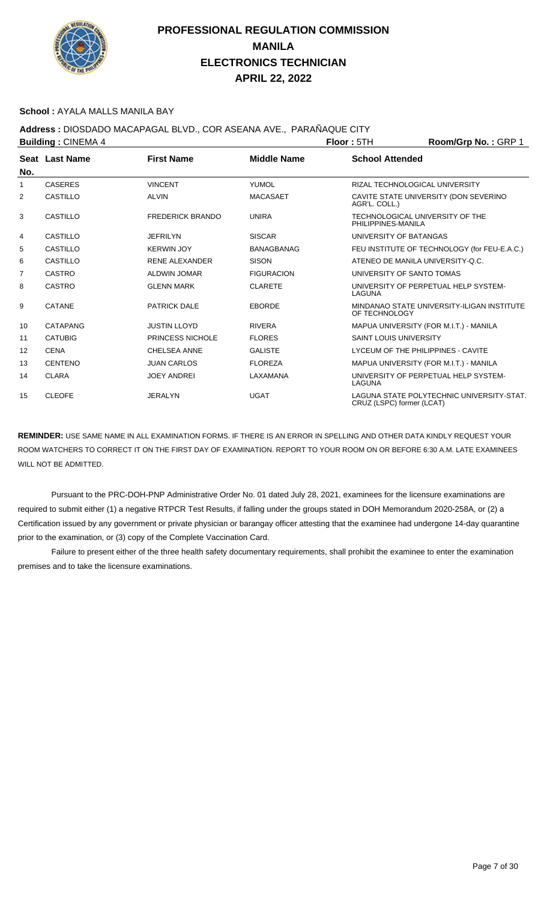# PROFESSIONAL REGULATION COMMISSION
# MANILA
# ELECTRONICS TECHNICIAN
# APRIL 22, 2022

**School :** AYALA MALLS MANILA BAY

**Address :** DIOSDADO MACAPAGAL BLVD., COR ASEANA AVE., PARAÑAQUE CITY

**Building :** CINEMA 4 **Floor :** 5TH **Room/Grp No. :** GRP 1

| Seat No. | Last Name | First Name | Middle Name | School Attended |
|---|---|---|---|---|
| 1 | CASERES | VINCENT | YUMOL | RIZAL TECHNOLOGICAL UNIVERSITY |
| 2 | CASTILLO | ALVIN | MACASAET | CAVITE STATE UNIVERSITY (DON SEVERINO AGR'L. COLL.) |
| 3 | CASTILLO | FREDERICK BRANDO | UNIRA | TECHNOLOGICAL UNIVERSITY OF THE PHILIPPINES-MANILA |
| 4 | CASTILLO | JEFRILYN | SISCAR | UNIVERSITY OF BATANGAS |
| 5 | CASTILLO | KERWIN JOY | BANAGBANAG | FEU INSTITUTE OF TECHNOLOGY (for FEU-E.A.C.) |
| 6 | CASTILLO | RENE ALEXANDER | SISON | ATENEO DE MANILA UNIVERSITY-Q.C. |
| 7 | CASTRO | ALDWIN JOMAR | FIGURACION | UNIVERSITY OF SANTO TOMAS |
| 8 | CASTRO | GLENN MARK | CLARETE | UNIVERSITY OF PERPETUAL HELP SYSTEM-LAGUNA |
| 9 | CATANE | PATRICK DALE | EBORDE | MINDANAO STATE UNIVERSITY-ILIGAN INSTITUTE OF TECHNOLOGY |
| 10 | CATAPANG | JUSTIN LLOYD | RIVERA | MAPUA UNIVERSITY (FOR M.I.T.) - MANILA |
| 11 | CATUBIG | PRINCESS NICHOLE | FLORES | SAINT LOUIS UNIVERSITY |
| 12 | CENA | CHELSEA ANNE | GALISTE | LYCEUM OF THE PHILIPPINES - CAVITE |
| 13 | CENTENO | JUAN CARLOS | FLOREZA | MAPUA UNIVERSITY (FOR M.I.T.) - MANILA |
| 14 | CLARA | JOEY ANDREI | LAXAMANA | UNIVERSITY OF PERPETUAL HELP SYSTEM-LAGUNA |
| 15 | CLEOFE | JERALYN | UGAT | LAGUNA STATE POLYTECHNIC UNIVERSITY-STAT. CRUZ (LSPC) former (LCAT) |

**REMINDER:** USE SAME NAME IN ALL EXAMINATION FORMS. IF THERE IS AN ERROR IN SPELLING AND OTHER DATA KINDLY REQUEST YOUR ROOM WATCHERS TO CORRECT IT ON THE FIRST DAY OF EXAMINATION. REPORT TO YOUR ROOM ON OR BEFORE 6:30 A.M. LATE EXAMINEES WILL NOT BE ADMITTED.

Pursuant to the PRC-DOH-PNP Administrative Order No. 01 dated July 28, 2021, examinees for the licensure examinations are required to submit either (1) a negative RTPCR Test Results, if falling under the groups stated in DOH Memorandum 2020-258A, or (2) a Certification issued by any government or private physician or barangay officer attesting that the examinee had undergone 14-day quarantine prior to the examination, or (3) copy of the Complete Vaccination Card.

Failure to present either of the three health safety documentary requirements, shall prohibit the examinee to enter the examination premises and to take the licensure examinations.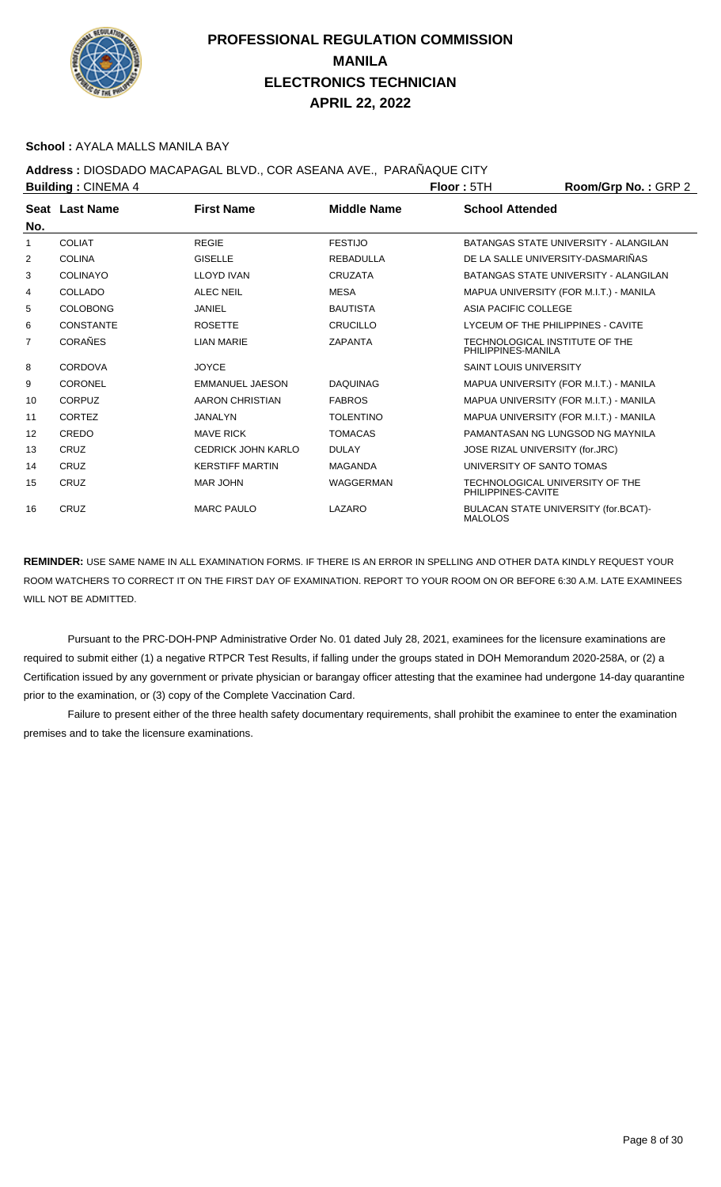# PROFESSIONAL REGULATION COMMISSION
# MANILA
# ELECTRONICS TECHNICIAN
# APRIL 22, 2022

**School :** AYALA MALLS MANILA BAY

**Address :** DIOSDADO MACAPAGAL BLVD., COR ASEANA AVE., PARAÑAQUE CITY

**Building :** CINEMA 4 **Floor :** 5TH **Room/Grp No. :** GRP 2

| Seat No. | Last Name | First Name | Middle Name | School Attended |
|---|---|---|---|---|
| 1 | COLIAT | REGIE | FESTIJO | BATANGAS STATE UNIVERSITY - ALANGILAN |
| 2 | COLINA | GISELLE | REBADULLA | DE LA SALLE UNIVERSITY-DASMARIÑAS |
| 3 | COLINAYO | LLOYD IVAN | CRUZATA | BATANGAS STATE UNIVERSITY - ALANGILAN |
| 4 | COLLADO | ALEC NEIL | MESA | MAPUA UNIVERSITY (FOR M.I.T.) - MANILA |
| 5 | COLOBONG | JANIEL | BAUTISTA | ASIA PACIFIC COLLEGE |
| 6 | CONSTANTE | ROSETTE | CRUCILLO | LYCEUM OF THE PHILIPPINES - CAVITE |
| 7 | CORAÑES | LIAN MARIE | ZAPANTA | TECHNOLOGICAL INSTITUTE OF THE PHILIPPINES-MANILA |
| 8 | CORDOVA | JOYCE | | SAINT LOUIS UNIVERSITY |
| 9 | CORONEL | EMMANUEL JAESON | DAQUINAG | MAPUA UNIVERSITY (FOR M.I.T.) - MANILA |
| 10 | CORPUZ | AARON CHRISTIAN | FABROS | MAPUA UNIVERSITY (FOR M.I.T.) - MANILA |
| 11 | CORTEZ | JANALYN | TOLENTINO | MAPUA UNIVERSITY (FOR M.I.T.) - MANILA |
| 12 | CREDO | MAVE RICK | TOMACAS | PAMANTASAN NG LUNGSOD NG MAYNILA |
| 13 | CRUZ | CEDRICK JOHN KARLO | DULAY | JOSE RIZAL UNIVERSITY (for.JRC) |
| 14 | CRUZ | KERSTIFF MARTIN | MAGANDA | UNIVERSITY OF SANTO TOMAS |
| 15 | CRUZ | MAR JOHN | WAGGERMAN | TECHNOLOGICAL UNIVERSITY OF THE PHILIPPINES-CAVITE |
| 16 | CRUZ | MARC PAULO | LAZARO | BULACAN STATE UNIVERSITY (for.BCAT)-MALOLOS |

**REMINDER:** USE SAME NAME IN ALL EXAMINATION FORMS. IF THERE IS AN ERROR IN SPELLING AND OTHER DATA KINDLY REQUEST YOUR ROOM WATCHERS TO CORRECT IT ON THE FIRST DAY OF EXAMINATION. REPORT TO YOUR ROOM ON OR BEFORE 6:30 A.M. LATE EXAMINEES WILL NOT BE ADMITTED.

Pursuant to the PRC-DOH-PNP Administrative Order No. 01 dated July 28, 2021, examinees for the licensure examinations are required to submit either (1) a negative RTPCR Test Results, if falling under the groups stated in DOH Memorandum 2020-258A, or (2) a Certification issued by any government or private physician or barangay officer attesting that the examinee had undergone 14-day quarantine prior to the examination, or (3) copy of the Complete Vaccination Card.

Failure to present either of the three health safety documentary requirements, shall prohibit the examinee to enter the examination premises and to take the licensure examinations.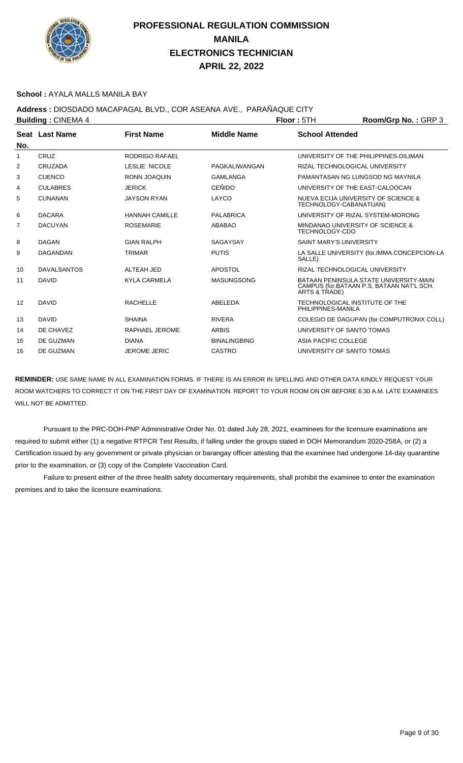# PROFESSIONAL REGULATION COMMISSION
## MANILA
## ELECTRONICS TECHNICIAN
## APRIL 22, 2022

**School :** AYALA MALLS MANILA BAY

**Address :** DIOSDADO MACAPAGAL BLVD., COR ASEANA AVE., PARAÑAQUE CITY

**Building :** CINEMA 4 **Floor :** 5TH **Room/Grp No. :** GRP 3

| Seat No. | Last Name | First Name | Middle Name | School Attended |
|---|---|---|---|---|
| 1 | CRUZ | RODRIGO RAFAEL | | UNIVERSITY OF THE PHILIPPINES-DILIMAN |
| 2 | CRUZADA | LESLIE NICOLE | PAGKALIWANGAN | RIZAL TECHNOLOGICAL UNIVERSITY |
| 3 | CUENCO | RONN JOAQUIN | GAMLANGA | PAMANTASAN NG LUNGSOD NG MAYNILA |
| 4 | CULABRES | JERICK | CEÑIDO | UNIVERSITY OF THE EAST-CALOOCAN |
| 5 | CUNANAN | JAYSON RYAN | LAYCO | NUEVA ECIJA UNIVERSITY OF SCIENCE & TECHNOLOGY-CABANATUAN) |
| 6 | DACARA | HANNAH CAMILLE | PALABRICA | UNIVERSITY OF RIZAL SYSTEM-MORONG |
| 7 | DACUYAN | ROSEMARIE | ABABAO | MINDANAO UNIVERSITY OF SCIENCE & TECHNOLOGY-CDO |
| 8 | DAGAN | GIAN RALPH | SAGAYSAY | SAINT MARY'S UNIVERSITY |
| 9 | DAGANDAN | TRIMAR | PUTIS | LA SALLE UNIVERSITY (for.IMMA.CONCEPCION-LA SALLE) |
| 10 | DAVALSANTOS | ALTEAH JED | APOSTOL | RIZAL TECHNOLOGICAL UNIVERSITY |
| 11 | DAVID | KYLA CARMELA | MASUNGSONG | BATAAN PENINSULA STATE UNIVERSITY-MAIN CAMPUS (for.BATAAN P.S, BATAAN NAT'L SCH. ARTS & TRADE) |
| 12 | DAVID | RACHELLE | ABELEDA | TECHNOLOGICAL INSTITUTE OF THE PHILIPPINES-MANILA |
| 13 | DAVID | SHAINA | RIVERA | COLEGIO DE DAGUPAN (for.COMPUTRONIX COLL) |
| 14 | DE CHAVEZ | RAPHAEL JEROME | ARBIS | UNIVERSITY OF SANTO TOMAS |
| 15 | DE GUZMAN | DIANA | BINALINGBING | ASIA PACIFIC COLLEGE |
| 16 | DE GUZMAN | JEROME JERIC | CASTRO | UNIVERSITY OF SANTO TOMAS |

**REMINDER:** USE SAME NAME IN ALL EXAMINATION FORMS. IF THERE IS AN ERROR IN SPELLING AND OTHER DATA KINDLY REQUEST YOUR ROOM WATCHERS TO CORRECT IT ON THE FIRST DAY OF EXAMINATION. REPORT TO YOUR ROOM ON OR BEFORE 6:30 A.M. LATE EXAMINEES WILL NOT BE ADMITTED.

Pursuant to the PRC-DOH-PNP Administrative Order No. 01 dated July 28, 2021, examinees for the licensure examinations are required to submit either (1) a negative RTPCR Test Results, if falling under the groups stated in DOH Memorandum 2020-258A, or (2) a Certification issued by any government or private physician or barangay officer attesting that the examinee had undergone 14-day quarantine prior to the examination, or (3) copy of the Complete Vaccination Card.

Failure to present either of the three health safety documentary requirements, shall prohibit the examinee to enter the examination premises and to take the licensure examinations.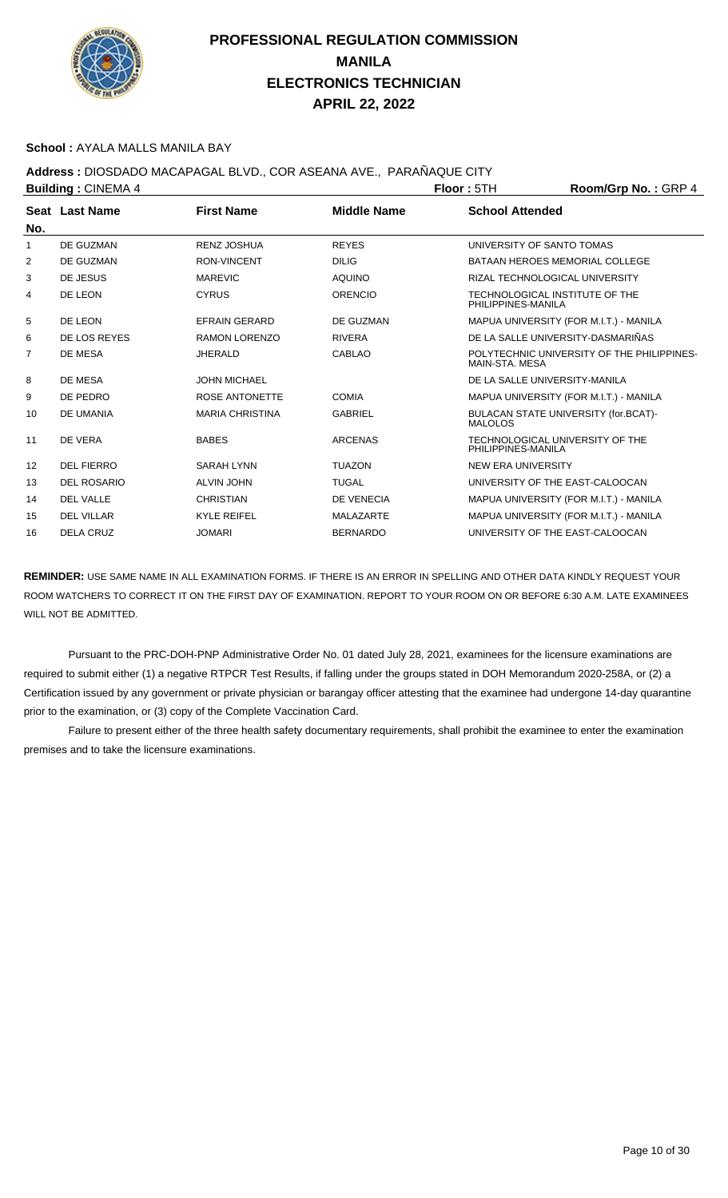# PROFESSIONAL REGULATION COMMISSION
# MANILA
# ELECTRONICS TECHNICIAN
# APRIL 22, 2022

**School :** AYALA MALLS MANILA BAY

**Address :** DIOSDADO MACAPAGAL BLVD., COR ASEANA AVE., PARAÑAQUE CITY

**Building :** CINEMA 4 **Floor :** 5TH **Room/Grp No. :** GRP 4

| Seat No. | Last Name | First Name | Middle Name | School Attended |
|---|---|---|---|---|
| 1 | DE GUZMAN | RENZ JOSHUA | REYES | UNIVERSITY OF SANTO TOMAS |
| 2 | DE GUZMAN | RON-VINCENT | DILIG | BATAAN HEROES MEMORIAL COLLEGE |
| 3 | DE JESUS | MAREVIC | AQUINO | RIZAL TECHNOLOGICAL UNIVERSITY |
| 4 | DE LEON | CYRUS | ORENCIO | TECHNOLOGICAL INSTITUTE OF THE PHILIPPINES-MANILA |
| 5 | DE LEON | EFRAIN GERARD | DE GUZMAN | MAPUA UNIVERSITY (FOR M.I.T.) - MANILA |
| 6 | DE LOS REYES | RAMON LORENZO | RIVERA | DE LA SALLE UNIVERSITY-DASMARIÑAS |
| 7 | DE MESA | JHERALD | CABLAO | POLYTECHNIC UNIVERSITY OF THE PHILIPPINES-MAIN-STA. MESA |
| 8 | DE MESA | JOHN MICHAEL | | DE LA SALLE UNIVERSITY-MANILA |
| 9 | DE PEDRO | ROSE ANTONETTE | COMIA | MAPUA UNIVERSITY (FOR M.I.T.) - MANILA |
| 10 | DE UMANIA | MARIA CHRISTINA | GABRIEL | BULACAN STATE UNIVERSITY (for.BCAT)-MALOLOS |
| 11 | DE VERA | BABES | ARCENAS | TECHNOLOGICAL UNIVERSITY OF THE PHILIPPINES-MANILA |
| 12 | DEL FIERRO | SARAH LYNN | TUAZON | NEW ERA UNIVERSITY |
| 13 | DEL ROSARIO | ALVIN JOHN | TUGAL | UNIVERSITY OF THE EAST-CALOOCAN |
| 14 | DEL VALLE | CHRISTIAN | DE VENECIA | MAPUA UNIVERSITY (FOR M.I.T.) - MANILA |
| 15 | DEL VILLAR | KYLE REIFEL | MALAZARTE | MAPUA UNIVERSITY (FOR M.I.T.) - MANILA |
| 16 | DELA CRUZ | JOMARI | BERNARDO | UNIVERSITY OF THE EAST-CALOOCAN |

**REMINDER:** USE SAME NAME IN ALL EXAMINATION FORMS. IF THERE IS AN ERROR IN SPELLING AND OTHER DATA KINDLY REQUEST YOUR ROOM WATCHERS TO CORRECT IT ON THE FIRST DAY OF EXAMINATION. REPORT TO YOUR ROOM ON OR BEFORE 6:30 A.M. LATE EXAMINEES WILL NOT BE ADMITTED.

Pursuant to the PRC-DOH-PNP Administrative Order No. 01 dated July 28, 2021, examinees for the licensure examinations are required to submit either (1) a negative RTPCR Test Results, if falling under the groups stated in DOH Memorandum 2020-258A, or (2) a Certification issued by any government or private physician or barangay officer attesting that the examinee had undergone 14-day quarantine prior to the examination, or (3) copy of the Complete Vaccination Card.

Failure to present either of the three health safety documentary requirements, shall prohibit the examinee to enter the examination premises and to take the licensure examinations.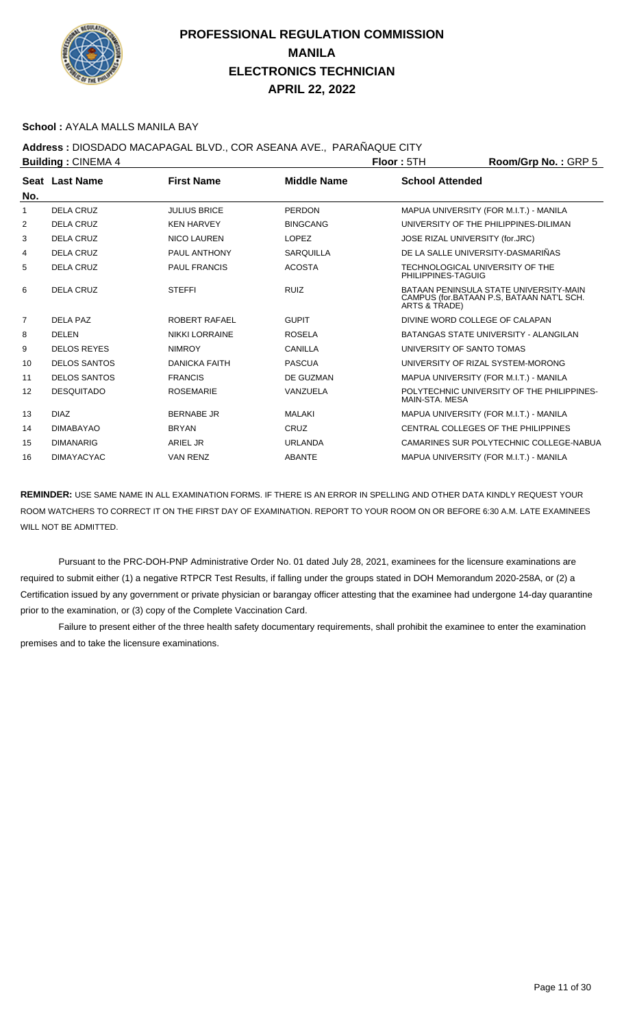# PROFESSIONAL REGULATION COMMISSION
## MANILA
## ELECTRONICS TECHNICIAN
## APRIL 22, 2022

**School :** AYALA MALLS MANILA BAY

**Address :** DIOSDADO MACAPAGAL BLVD., COR ASEANA AVE., PARAÑAQUE CITY

**Building :** CINEMA 4 **Floor :** 5TH **Room/Grp No. :** GRP 5

| Seat No. | Last Name | First Name | Middle Name | School Attended |
|---|---|---|---|---|
| 1 | DELA CRUZ | JULIUS BRICE | PERDON | MAPUA UNIVERSITY (FOR M.I.T.) - MANILA |
| 2 | DELA CRUZ | KEN HARVEY | BINGCANG | UNIVERSITY OF THE PHILIPPINES-DILIMAN |
| 3 | DELA CRUZ | NICO LAUREN | LOPEZ | JOSE RIZAL UNIVERSITY (for.JRC) |
| 4 | DELA CRUZ | PAUL ANTHONY | SARQUILLA | DE LA SALLE UNIVERSITY-DASMARIÑAS |
| 5 | DELA CRUZ | PAUL FRANCIS | ACOSTA | TECHNOLOGICAL UNIVERSITY OF THE PHILIPPINES-TAGUIG |
| 6 | DELA CRUZ | STEFFI | RUIZ | BATAAN PENINSULA STATE UNIVERSITY-MAIN CAMPUS (for.BATAAN P.S, BATAAN NAT'L SCH. ARTS & TRADE) |
| 7 | DELA PAZ | ROBERT RAFAEL | GUPIT | DIVINE WORD COLLEGE OF CALAPAN |
| 8 | DELEN | NIKKI LORRAINE | ROSELA | BATANGAS STATE UNIVERSITY - ALANGILAN |
| 9 | DELOS REYES | NIMROY | CANILLA | UNIVERSITY OF SANTO TOMAS |
| 10 | DELOS SANTOS | DANICKA FAITH | PASCUA | UNIVERSITY OF RIZAL SYSTEM-MORONG |
| 11 | DELOS SANTOS | FRANCIS | DE GUZMAN | MAPUA UNIVERSITY (FOR M.I.T.) - MANILA |
| 12 | DESQUITADO | ROSEMARIE | VANZUELA | POLYTECHNIC UNIVERSITY OF THE PHILIPPINES-MAIN-STA. MESA |
| 13 | DIAZ | BERNABE JR | MALAKI | MAPUA UNIVERSITY (FOR M.I.T.) - MANILA |
| 14 | DIMABAYAO | BRYAN | CRUZ | CENTRAL COLLEGES OF THE PHILIPPINES |
| 15 | DIMANARIG | ARIEL JR | URLANDA | CAMARINES SUR POLYTECHNIC COLLEGE-NABUA |
| 16 | DIMAYACYAC | VAN RENZ | ABANTE | MAPUA UNIVERSITY (FOR M.I.T.) - MANILA |

**REMINDER:** USE SAME NAME IN ALL EXAMINATION FORMS. IF THERE IS AN ERROR IN SPELLING AND OTHER DATA KINDLY REQUEST YOUR ROOM WATCHERS TO CORRECT IT ON THE FIRST DAY OF EXAMINATION. REPORT TO YOUR ROOM ON OR BEFORE 6:30 A.M. LATE EXAMINEES WILL NOT BE ADMITTED.

Pursuant to the PRC-DOH-PNP Administrative Order No. 01 dated July 28, 2021, examinees for the licensure examinations are required to submit either (1) a negative RTPCR Test Results, if falling under the groups stated in DOH Memorandum 2020-258A, or (2) a Certification issued by any government or private physician or barangay officer attesting that the examinee had undergone 14-day quarantine prior to the examination, or (3) copy of the Complete Vaccination Card.

Failure to present either of the three health safety documentary requirements, shall prohibit the examinee to enter the examination premises and to take the licensure examinations.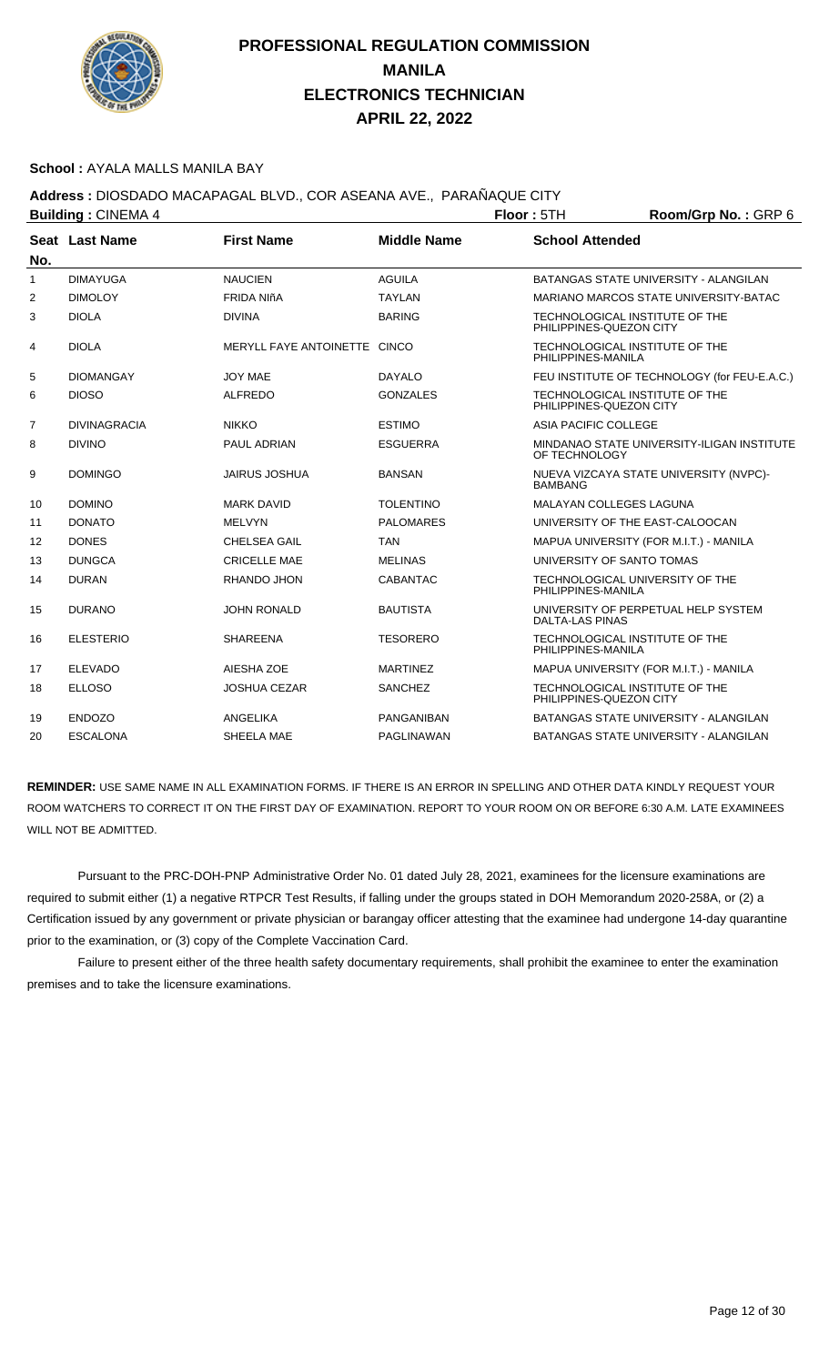# PROFESSIONAL REGULATION COMMISSION
# MANILA
# ELECTRONICS TECHNICIAN
# APRIL 22, 2022

**School :** AYALA MALLS MANILA BAY

**Address :** DIOSDADO MACAPAGAL BLVD., COR ASEANA AVE., PARAÑAQUE CITY

**Building :** CINEMA 4 **Floor :** 5TH **Room/Grp No. :** GRP 6

| Seat No. | Last Name | First Name | Middle Name | School Attended |
|---|---|---|---|---|
| 1 | DIMAYUGA | NAUCIEN | AGUILA | BATANGAS STATE UNIVERSITY - ALANGILAN |
| 2 | DIMOLOY | FRIDA NIñA | TAYLAN | MARIANO MARCOS STATE UNIVERSITY-BATAC |
| 3 | DIOLA | DIVINA | BARING | TECHNOLOGICAL INSTITUTE OF THE PHILIPPINES-QUEZON CITY |
| 4 | DIOLA | MERYLL FAYE ANTOINETTE | CINCO | TECHNOLOGICAL INSTITUTE OF THE PHILIPPINES-MANILA |
| 5 | DIOMANGAY | JOY MAE | DAYALO | FEU INSTITUTE OF TECHNOLOGY (for FEU-E.A.C.) |
| 6 | DIOSO | ALFREDO | GONZALES | TECHNOLOGICAL INSTITUTE OF THE PHILIPPINES-QUEZON CITY |
| 7 | DIVINAGRACIA | NIKKO | ESTIMO | ASIA PACIFIC COLLEGE |
| 8 | DIVINO | PAUL ADRIAN | ESGUERRA | MINDANAO STATE UNIVERSITY-ILIGAN INSTITUTE OF TECHNOLOGY |
| 9 | DOMINGO | JAIRUS JOSHUA | BANSAN | NUEVA VIZCAYA STATE UNIVERSITY (NVPC)-BAMBANG |
| 10 | DOMINO | MARK DAVID | TOLENTINO | MALAYAN COLLEGES LAGUNA |
| 11 | DONATO | MELVYN | PALOMARES | UNIVERSITY OF THE EAST-CALOOCAN |
| 12 | DONES | CHELSEA GAIL | TAN | MAPUA UNIVERSITY (FOR M.I.T.) - MANILA |
| 13 | DUNGCA | CRICELLE MAE | MELINAS | UNIVERSITY OF SANTO TOMAS |
| 14 | DURAN | RHANDO JHON | CABANTAC | TECHNOLOGICAL UNIVERSITY OF THE PHILIPPINES-MANILA |
| 15 | DURANO | JOHN RONALD | BAUTISTA | UNIVERSITY OF PERPETUAL HELP SYSTEM DALTA-LAS PINAS |
| 16 | ELESTERIO | SHAREENA | TESORERO | TECHNOLOGICAL INSTITUTE OF THE PHILIPPINES-MANILA |
| 17 | ELEVADO | AIESHA ZOE | MARTINEZ | MAPUA UNIVERSITY (FOR M.I.T.) - MANILA |
| 18 | ELLOSO | JOSHUA CEZAR | SANCHEZ | TECHNOLOGICAL INSTITUTE OF THE PHILIPPINES-QUEZON CITY |
| 19 | ENDOZO | ANGELIKA | PANGANIBAN | BATANGAS STATE UNIVERSITY - ALANGILAN |
| 20 | ESCALONA | SHEELA MAE | PAGLINAWAN | BATANGAS STATE UNIVERSITY - ALANGILAN |

**REMINDER:** USE SAME NAME IN ALL EXAMINATION FORMS. IF THERE IS AN ERROR IN SPELLING AND OTHER DATA KINDLY REQUEST YOUR ROOM WATCHERS TO CORRECT IT ON THE FIRST DAY OF EXAMINATION. REPORT TO YOUR ROOM ON OR BEFORE 6:30 A.M. LATE EXAMINEES WILL NOT BE ADMITTED.

Pursuant to the PRC-DOH-PNP Administrative Order No. 01 dated July 28, 2021, examinees for the licensure examinations are required to submit either (1) a negative RTPCR Test Results, if falling under the groups stated in DOH Memorandum 2020-258A, or (2) a Certification issued by any government or private physician or barangay officer attesting that the examinee had undergone 14-day quarantine prior to the examination, or (3) copy of the Complete Vaccination Card.

Failure to present either of the three health safety documentary requirements, shall prohibit the examinee to enter the examination premises and to take the licensure examinations.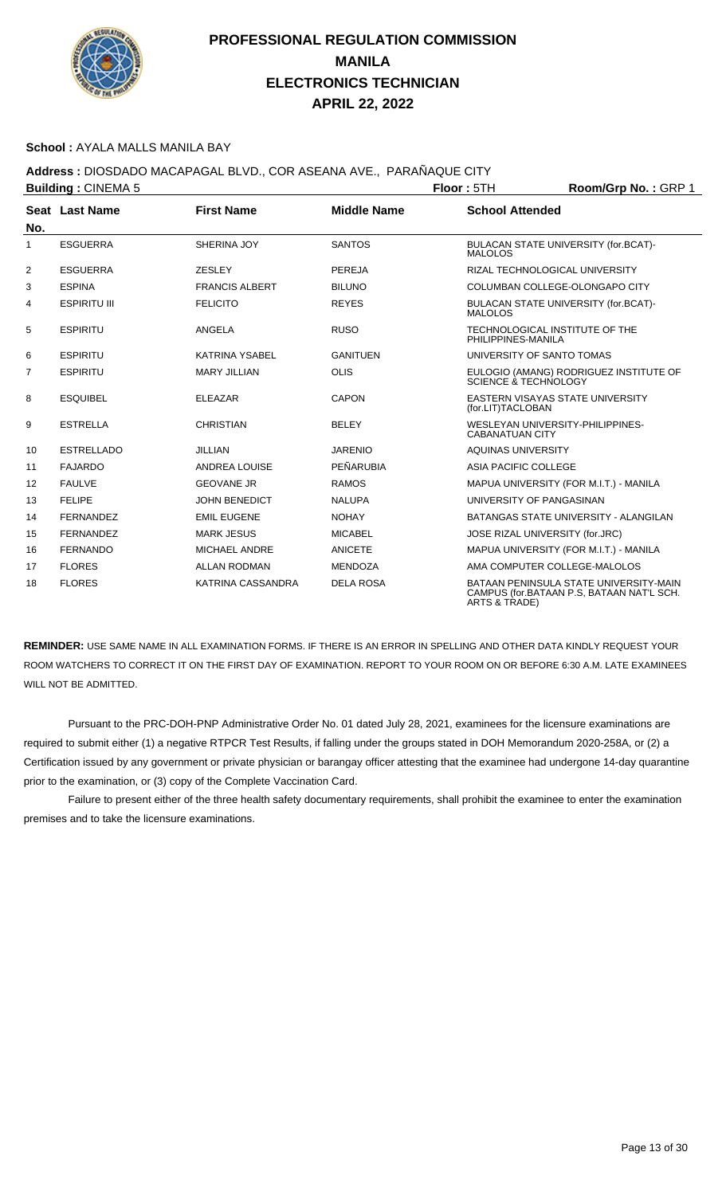# PROFESSIONAL REGULATION COMMISSION
## MANILA
## ELECTRONICS TECHNICIAN
## APRIL 22, 2022

**School :** AYALA MALLS MANILA BAY

**Address :** DIOSDADO MACAPAGAL BLVD., COR ASEANA AVE., PARAÑAQUE CITY

**Building :** CINEMA 5 **Floor :** 5TH **Room/Grp No. :** GRP 1

| Seat No. | Last Name | First Name | Middle Name | School Attended |
|---|---|---|---|---|
| 1 | ESGUERRA | SHERINA JOY | SANTOS | BULACAN STATE UNIVERSITY (for.BCAT)-MALOLOS |
| 2 | ESGUERRA | ZESLEY | PEREJA | RIZAL TECHNOLOGICAL UNIVERSITY |
| 3 | ESPINA | FRANCIS ALBERT | BILUNO | COLUMBAN COLLEGE-OLONGAPO CITY |
| 4 | ESPIRITU III | FELICITO | REYES | BULACAN STATE UNIVERSITY (for.BCAT)-MALOLOS |
| 5 | ESPIRITU | ANGELA | RUSO | TECHNOLOGICAL INSTITUTE OF THE PHILIPPINES-MANILA |
| 6 | ESPIRITU | KATRINA YSABEL | GANITUEN | UNIVERSITY OF SANTO TOMAS |
| 7 | ESPIRITU | MARY JILLIAN | OLIS | EULOGIO (AMANG) RODRIGUEZ INSTITUTE OF SCIENCE & TECHNOLOGY |
| 8 | ESQUIBEL | ELEAZAR | CAPON | EASTERN VISAYAS STATE UNIVERSITY (for.LIT)TACLOBAN |
| 9 | ESTRELLA | CHRISTIAN | BELEY | WESLEYAN UNIVERSITY-PHILIPPINES-CABANATUAN CITY |
| 10 | ESTRELLADO | JILLIAN | JARENIO | AQUINAS UNIVERSITY |
| 11 | FAJARDO | ANDREA LOUISE | PEÑARUBIA | ASIA PACIFIC COLLEGE |
| 12 | FAULVE | GEOVANE JR | RAMOS | MAPUA UNIVERSITY (FOR M.I.T.) - MANILA |
| 13 | FELIPE | JOHN BENEDICT | NALUPA | UNIVERSITY OF PANGASINAN |
| 14 | FERNANDEZ | EMIL EUGENE | NOHAY | BATANGAS STATE UNIVERSITY - ALANGILAN |
| 15 | FERNANDEZ | MARK JESUS | MICABEL | JOSE RIZAL UNIVERSITY (for.JRC) |
| 16 | FERNANDO | MICHAEL ANDRE | ANICETE | MAPUA UNIVERSITY (FOR M.I.T.) - MANILA |
| 17 | FLORES | ALLAN RODMAN | MENDOZA | AMA COMPUTER COLLEGE-MALOLOS |
| 18 | FLORES | KATRINA CASSANDRA | DELA ROSA | BATAAN PENINSULA STATE UNIVERSITY-MAIN CAMPUS (for.BATAAN P.S, BATAAN NAT'L SCH. ARTS & TRADE) |

**REMINDER:** USE SAME NAME IN ALL EXAMINATION FORMS. IF THERE IS AN ERROR IN SPELLING AND OTHER DATA KINDLY REQUEST YOUR ROOM WATCHERS TO CORRECT IT ON THE FIRST DAY OF EXAMINATION. REPORT TO YOUR ROOM ON OR BEFORE 6:30 A.M. LATE EXAMINEES WILL NOT BE ADMITTED.

Pursuant to the PRC-DOH-PNP Administrative Order No. 01 dated July 28, 2021, examinees for the licensure examinations are required to submit either (1) a negative RTPCR Test Results, if falling under the groups stated in DOH Memorandum 2020-258A, or (2) a Certification issued by any government or private physician or barangay officer attesting that the examinee had undergone 14-day quarantine prior to the examination, or (3) copy of the Complete Vaccination Card.

Failure to present either of the three health safety documentary requirements, shall prohibit the examinee to enter the examination premises and to take the licensure examinations.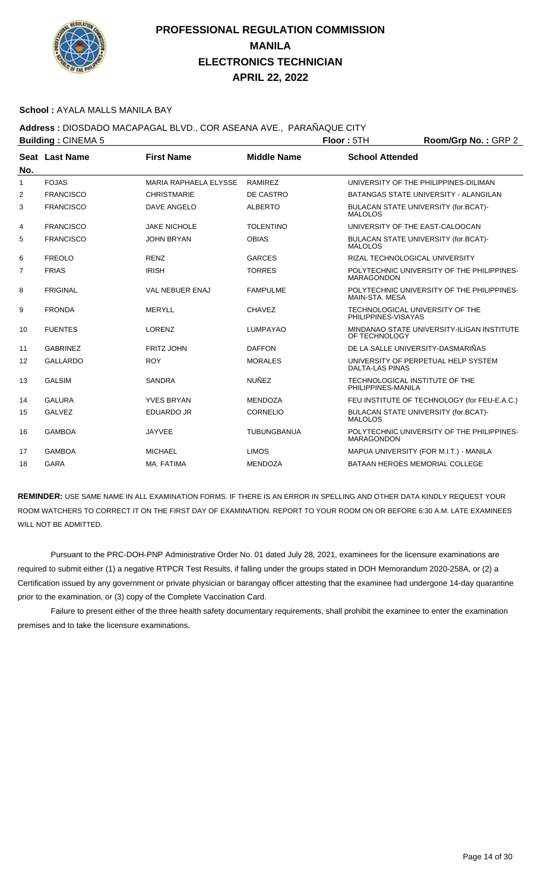# PROFESSIONAL REGULATION COMMISSION
# MANILA
# ELECTRONICS TECHNICIAN
# APRIL 22, 2022

**School :** AYALA MALLS MANILA BAY

**Address :** DIOSDADO MACAPAGAL BLVD., COR ASEANA AVE., PARAÑAQUE CITY

**Building :** CINEMA 5 **Floor :** 5TH **Room/Grp No. :** GRP 2

| Seat No. | Last Name | First Name | Middle Name | School Attended |
|---|---|---|---|---|
| 1 | FOJAS | MARIA RAPHAELA ELYSSE | RAMIREZ | UNIVERSITY OF THE PHILIPPINES-DILIMAN |
| 2 | FRANCISCO | CHRISTMARIE | DE CASTRO | BATANGAS STATE UNIVERSITY - ALANGILAN |
| 3 | FRANCISCO | DAVE ANGELO | ALBERTO | BULACAN STATE UNIVERSITY (for.BCAT)-MALOLOS |
| 4 | FRANCISCO | JAKE NICHOLE | TOLENTINO | UNIVERSITY OF THE EAST-CALOOCAN |
| 5 | FRANCISCO | JOHN BRYAN | OBIAS | BULACAN STATE UNIVERSITY (for.BCAT)-MALOLOS |
| 6 | FREOLO | RENZ | GARCES | RIZAL TECHNOLOGICAL UNIVERSITY |
| 7 | FRIAS | IRISH | TORRES | POLYTECHNIC UNIVERSITY OF THE PHILIPPINES-MARAGONDON |
| 8 | FRIGINAL | VAL NEBUER ENAJ | FAMPULME | POLYTECHNIC UNIVERSITY OF THE PHILIPPINES-MAIN-STA. MESA |
| 9 | FRONDA | MERYLL | CHAVEZ | TECHNOLOGICAL UNIVERSITY OF THE PHILIPPINES-VISAYAS |
| 10 | FUENTES | LORENZ | LUMPAYAO | MINDANAO STATE UNIVERSITY-ILIGAN INSTITUTE OF TECHNOLOGY |
| 11 | GABRINEZ | FRITZ JOHN | DAFFON | DE LA SALLE UNIVERSITY-DASMARIÑAS |
| 12 | GALLARDO | ROY | MORALES | UNIVERSITY OF PERPETUAL HELP SYSTEM DALTA-LAS PINAS |
| 13 | GALSIM | SANDRA | NUÑEZ | TECHNOLOGICAL INSTITUTE OF THE PHILIPPINES-MANILA |
| 14 | GALURA | YVES BRYAN | MENDOZA | FEU INSTITUTE OF TECHNOLOGY (for FEU-E.A.C.) |
| 15 | GALVEZ | EDUARDO JR | CORNELIO | BULACAN STATE UNIVERSITY (for.BCAT)-MALOLOS |
| 16 | GAMBOA | JAYVEE | TUBUNGBANUA | POLYTECHNIC UNIVERSITY OF THE PHILIPPINES-MARAGONDON |
| 17 | GAMBOA | MICHAEL | LIMOS | MAPUA UNIVERSITY (FOR M.I.T.) - MANILA |
| 18 | GARA | MA. FATIMA | MENDOZA | BATAAN HEROES MEMORIAL COLLEGE |

**REMINDER:** USE SAME NAME IN ALL EXAMINATION FORMS. IF THERE IS AN ERROR IN SPELLING AND OTHER DATA KINDLY REQUEST YOUR ROOM WATCHERS TO CORRECT IT ON THE FIRST DAY OF EXAMINATION. REPORT TO YOUR ROOM ON OR BEFORE 6:30 A.M. LATE EXAMINEES WILL NOT BE ADMITTED.

Pursuant to the PRC-DOH-PNP Administrative Order No. 01 dated July 28, 2021, examinees for the licensure examinations are required to submit either (1) a negative RTPCR Test Results, if falling under the groups stated in DOH Memorandum 2020-258A, or (2) a Certification issued by any government or private physician or barangay officer attesting that the examinee had undergone 14-day quarantine prior to the examination, or (3) copy of the Complete Vaccination Card.

Failure to present either of the three health safety documentary requirements, shall prohibit the examinee to enter the examination premises and to take the licensure examinations.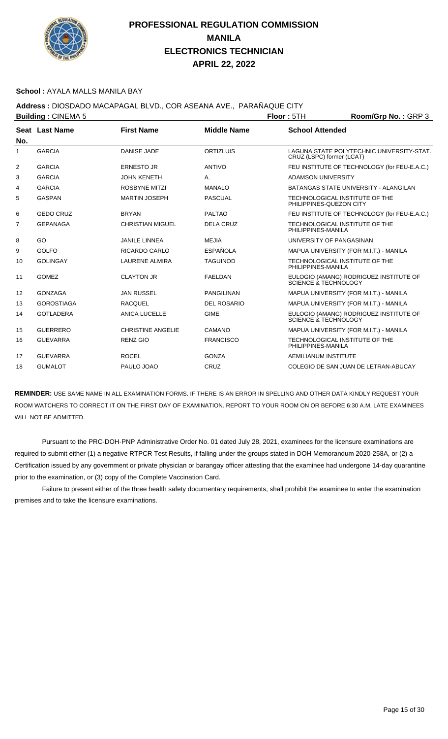# PROFESSIONAL REGULATION COMMISSION
# MANILA
# ELECTRONICS TECHNICIAN
# APRIL 22, 2022

**School :** AYALA MALLS MANILA BAY

**Address :** DIOSDADO MACAPAGAL BLVD., COR ASEANA AVE., PARAÑAQUE CITY

**Building :** CINEMA 5 **Floor :** 5TH **Room/Grp No. :** GRP 3

| Seat No. | Last Name | First Name | Middle Name | School Attended |
|---|---|---|---|---|
| 1 | GARCIA | DANISE JADE | ORTIZLUIS | LAGUNA STATE POLYTECHNIC UNIVERSITY-STAT. CRUZ (LSPC) former (LCAT) |
| 2 | GARCIA | ERNESTO JR | ANTIVO | FEU INSTITUTE OF TECHNOLOGY (for FEU-E.A.C.) |
| 3 | GARCIA | JOHN KENETH | A. | ADAMSON UNIVERSITY |
| 4 | GARCIA | ROSBYNE MITZI | MANALO | BATANGAS STATE UNIVERSITY - ALANGILAN |
| 5 | GASPAN | MARTIN JOSEPH | PASCUAL | TECHNOLOGICAL INSTITUTE OF THE PHILIPPINES-QUEZON CITY |
| 6 | GEDO CRUZ | BRYAN | PALTAO | FEU INSTITUTE OF TECHNOLOGY (for FEU-E.A.C.) |
| 7 | GEPANAGA | CHRISTIAN MIGUEL | DELA CRUZ | TECHNOLOGICAL INSTITUTE OF THE PHILIPPINES-MANILA |
| 8 | GO | JANILE LINNEA | MEJIA | UNIVERSITY OF PANGASINAN |
| 9 | GOLFO | RICARDO CARLO | ESPAÑOLA | MAPUA UNIVERSITY (FOR M.I.T.) - MANILA |
| 10 | GOLINGAY | LAURENE ALMIRA | TAGUINOD | TECHNOLOGICAL INSTITUTE OF THE PHILIPPINES-MANILA |
| 11 | GOMEZ | CLAYTON JR | FAELDAN | EULOGIO (AMANG) RODRIGUEZ INSTITUTE OF SCIENCE & TECHNOLOGY |
| 12 | GONZAGA | JAN RUSSEL | PANGILINAN | MAPUA UNIVERSITY (FOR M.I.T.) - MANILA |
| 13 | GOROSTIAGA | RACQUEL | DEL ROSARIO | MAPUA UNIVERSITY (FOR M.I.T.) - MANILA |
| 14 | GOTLADERA | ANICA LUCELLE | GIME | EULOGIO (AMANG) RODRIGUEZ INSTITUTE OF SCIENCE & TECHNOLOGY |
| 15 | GUERRERO | CHRISTINE ANGELIE | CAMANO | MAPUA UNIVERSITY (FOR M.I.T.) - MANILA |
| 16 | GUEVARRA | RENZ GIO | FRANCISCO | TECHNOLOGICAL INSTITUTE OF THE PHILIPPINES-MANILA |
| 17 | GUEVARRA | ROCEL | GONZA | AEMILIANUM INSTITUTE |
| 18 | GUMALOT | PAULO JOAO | CRUZ | COLEGIO DE SAN JUAN DE LETRAN-ABUCAY |

**REMINDER:** USE SAME NAME IN ALL EXAMINATION FORMS. IF THERE IS AN ERROR IN SPELLING AND OTHER DATA KINDLY REQUEST YOUR ROOM WATCHERS TO CORRECT IT ON THE FIRST DAY OF EXAMINATION. REPORT TO YOUR ROOM ON OR BEFORE 6:30 A.M. LATE EXAMINEES WILL NOT BE ADMITTED.

Pursuant to the PRC-DOH-PNP Administrative Order No. 01 dated July 28, 2021, examinees for the licensure examinations are required to submit either (1) a negative RTPCR Test Results, if falling under the groups stated in DOH Memorandum 2020-258A, or (2) a Certification issued by any government or private physician or barangay officer attesting that the examinee had undergone 14-day quarantine prior to the examination, or (3) copy of the Complete Vaccination Card.

Failure to present either of the three health safety documentary requirements, shall prohibit the examinee to enter the examination premises and to take the licensure examinations.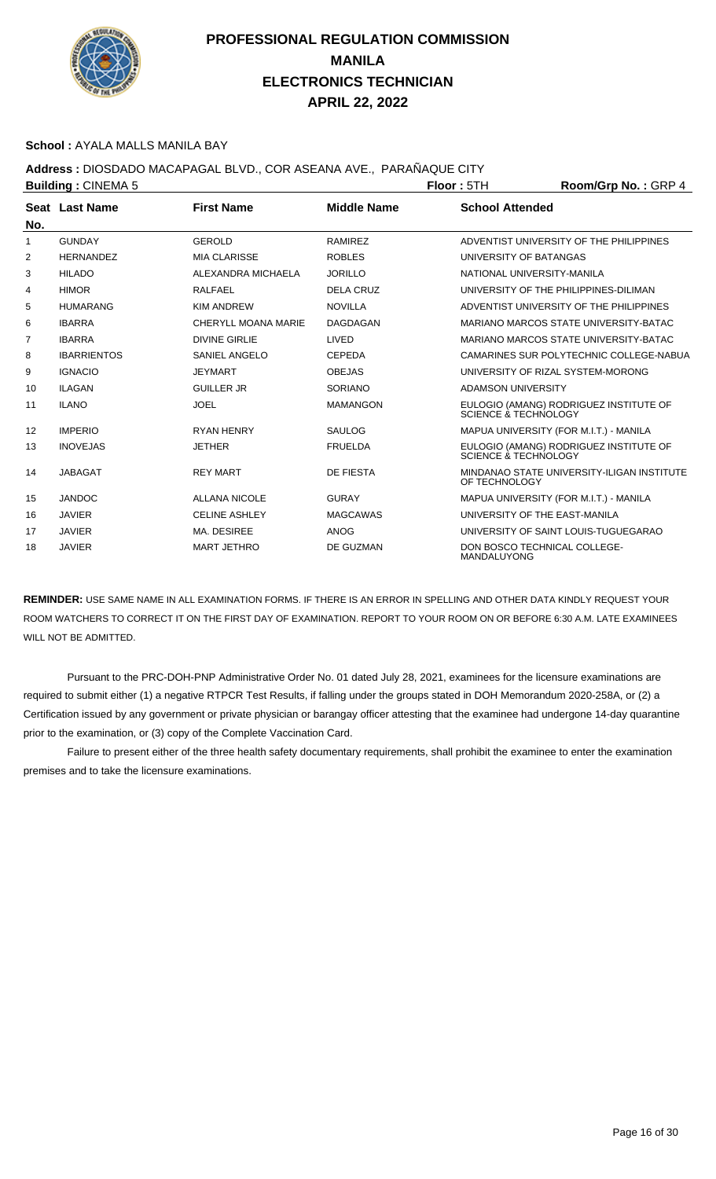# PROFESSIONAL REGULATION COMMISSION
# MANILA
# ELECTRONICS TECHNICIAN
# APRIL 22, 2022

**School :** AYALA MALLS MANILA BAY

**Address :** DIOSDADO MACAPAGAL BLVD., COR ASEANA AVE., PARAÑAQUE CITY

**Building :** CINEMA 5 **Floor :** 5TH **Room/Grp No. :** GRP 4

| Seat No. | Last Name | First Name | Middle Name | School Attended |
|---|---|---|---|---|
| 1 | GUNDAY | GEROLD | RAMIREZ | ADVENTIST UNIVERSITY OF THE PHILIPPINES |
| 2 | HERNANDEZ | MIA CLARISSE | ROBLES | UNIVERSITY OF BATANGAS |
| 3 | HILADO | ALEXANDRA MICHAELA | JORILLO | NATIONAL UNIVERSITY-MANILA |
| 4 | HIMOR | RALFAEL | DELA CRUZ | UNIVERSITY OF THE PHILIPPINES-DILIMAN |
| 5 | HUMARANG | KIM ANDREW | NOVILLA | ADVENTIST UNIVERSITY OF THE PHILIPPINES |
| 6 | IBARRA | CHERYLL MOANA MARIE | DAGDAGAN | MARIANO MARCOS STATE UNIVERSITY-BATAC |
| 7 | IBARRA | DIVINE GIRLIE | LIVED | MARIANO MARCOS STATE UNIVERSITY-BATAC |
| 8 | IBARRIENTOS | SANIEL ANGELO | CEPEDA | CAMARINES SUR POLYTECHNIC COLLEGE-NABUA |
| 9 | IGNACIO | JEYMART | OBEJAS | UNIVERSITY OF RIZAL SYSTEM-MORONG |
| 10 | ILAGAN | GUILLER JR | SORIANO | ADAMSON UNIVERSITY |
| 11 | ILANO | JOEL | MAMANGON | EULOGIO (AMANG) RODRIGUEZ INSTITUTE OF SCIENCE & TECHNOLOGY |
| 12 | IMPERIO | RYAN HENRY | SAULOG | MAPUA UNIVERSITY (FOR M.I.T.) - MANILA |
| 13 | INOVEJAS | JETHER | FRUELDA | EULOGIO (AMANG) RODRIGUEZ INSTITUTE OF SCIENCE & TECHNOLOGY |
| 14 | JABAGAT | REY MART | DE FIESTA | MINDANAO STATE UNIVERSITY-ILIGAN INSTITUTE OF TECHNOLOGY |
| 15 | JANDOC | ALLANA NICOLE | GURAY | MAPUA UNIVERSITY (FOR M.I.T.) - MANILA |
| 16 | JAVIER | CELINE ASHLEY | MAGCAWAS | UNIVERSITY OF THE EAST-MANILA |
| 17 | JAVIER | MA. DESIREE | ANOG | UNIVERSITY OF SAINT LOUIS-TUGUEGARAO |
| 18 | JAVIER | MART JETHRO | DE GUZMAN | DON BOSCO TECHNICAL COLLEGE-MANDALUYONG |

**REMINDER:** USE SAME NAME IN ALL EXAMINATION FORMS. IF THERE IS AN ERROR IN SPELLING AND OTHER DATA KINDLY REQUEST YOUR ROOM WATCHERS TO CORRECT IT ON THE FIRST DAY OF EXAMINATION. REPORT TO YOUR ROOM ON OR BEFORE 6:30 A.M. LATE EXAMINEES WILL NOT BE ADMITTED.

Pursuant to the PRC-DOH-PNP Administrative Order No. 01 dated July 28, 2021, examinees for the licensure examinations are required to submit either (1) a negative RTPCR Test Results, if falling under the groups stated in DOH Memorandum 2020-258A, or (2) a Certification issued by any government or private physician or barangay officer attesting that the examinee had undergone 14-day quarantine prior to the examination, or (3) copy of the Complete Vaccination Card.

Failure to present either of the three health safety documentary requirements, shall prohibit the examinee to enter the examination premises and to take the licensure examinations.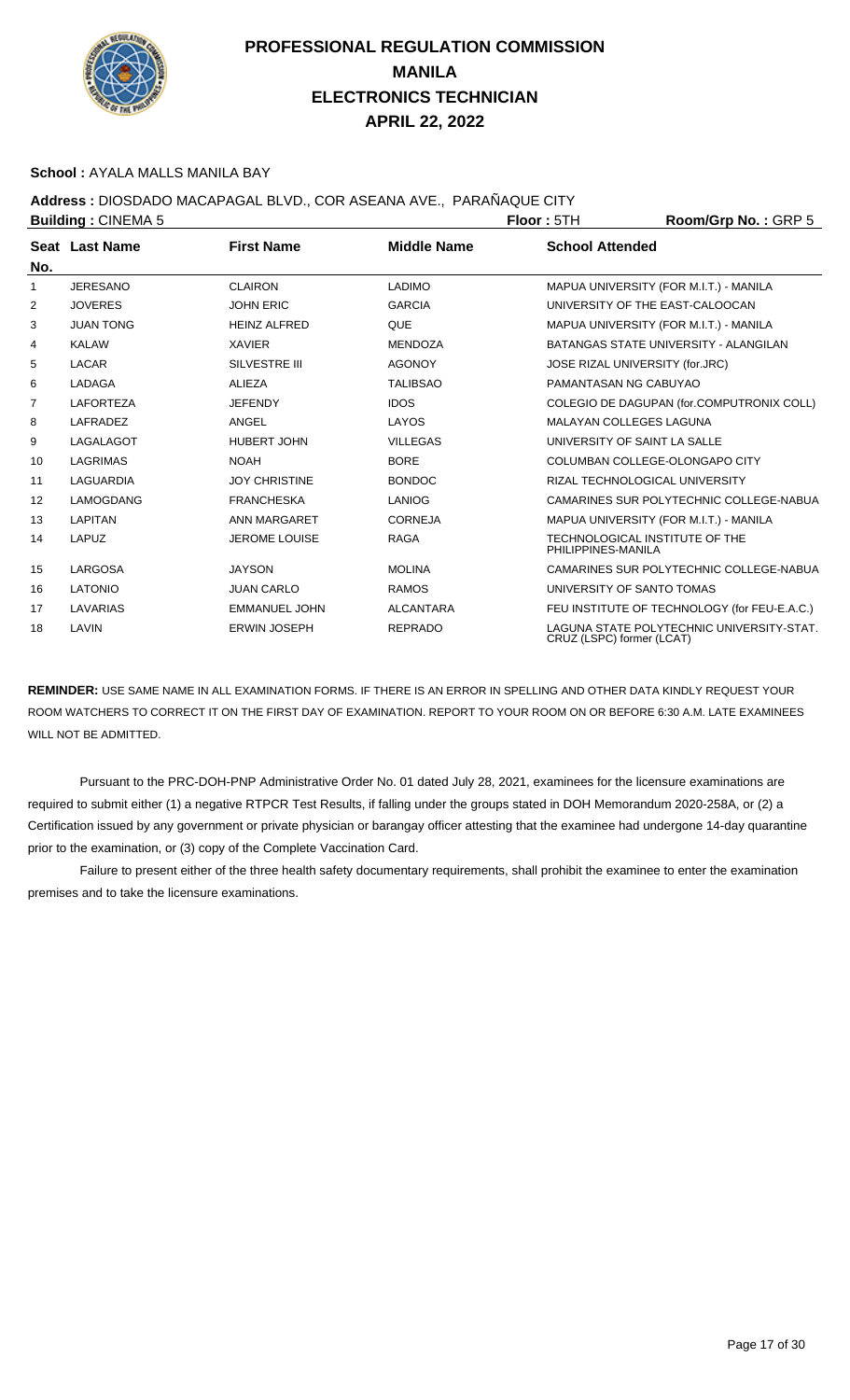# PROFESSIONAL REGULATION COMMISSION
# MANILA
# ELECTRONICS TECHNICIAN
# APRIL 22, 2022

**School :** AYALA MALLS MANILA BAY

**Address :** DIOSDADO MACAPAGAL BLVD., COR ASEANA AVE., PARAÑAQUE CITY

**Building :** CINEMA 5 **Floor :** 5TH **Room/Grp No. :** GRP 5

| Seat No. | Last Name | First Name | Middle Name | School Attended |
|---|---|---|---|---|
| 1 | JERESANO | CLAIRON | LADIMO | MAPUA UNIVERSITY (FOR M.I.T.) - MANILA |
| 2 | JOVERES | JOHN ERIC | GARCIA | UNIVERSITY OF THE EAST-CALOOCAN |
| 3 | JUAN TONG | HEINZ ALFRED | QUE | MAPUA UNIVERSITY (FOR M.I.T.) - MANILA |
| 4 | KALAW | XAVIER | MENDOZA | BATANGAS STATE UNIVERSITY - ALANGILAN |
| 5 | LACAR | SILVESTRE III | AGONOY | JOSE RIZAL UNIVERSITY (for.JRC) |
| 6 | LADAGA | ALIEZA | TALIBSAO | PAMANTASAN NG CABUYAO |
| 7 | LAFORTEZA | JEFENDY | IDOS | COLEGIO DE DAGUPAN (for.COMPUTRONIX COLL) |
| 8 | LAFRADEZ | ANGEL | LAYOS | MALAYAN COLLEGES LAGUNA |
| 9 | LAGALAGOT | HUBERT JOHN | VILLEGAS | UNIVERSITY OF SAINT LA SALLE |
| 10 | LAGRIMAS | NOAH | BORE | COLUMBAN COLLEGE-OLONGAPO CITY |
| 11 | LAGUARDIA | JOY CHRISTINE | BONDOC | RIZAL TECHNOLOGICAL UNIVERSITY |
| 12 | LAMOGDANG | FRANCHESKA | LANIOG | CAMARINES SUR POLYTECHNIC COLLEGE-NABUA |
| 13 | LAPITAN | ANN MARGARET | CORNEJA | MAPUA UNIVERSITY (FOR M.I.T.) - MANILA |
| 14 | LAPUZ | JEROME LOUISE | RAGA | TECHNOLOGICAL INSTITUTE OF THE PHILIPPINES-MANILA |
| 15 | LARGOSA | JAYSON | MOLINA | CAMARINES SUR POLYTECHNIC COLLEGE-NABUA |
| 16 | LATONIO | JUAN CARLO | RAMOS | UNIVERSITY OF SANTO TOMAS |
| 17 | LAVARIAS | EMMANUEL JOHN | ALCANTARA | FEU INSTITUTE OF TECHNOLOGY (for FEU-E.A.C.) |
| 18 | LAVIN | ERWIN JOSEPH | REPRADO | LAGUNA STATE POLYTECHNIC UNIVERSITY-STAT. CRUZ (LSPC) former (LCAT) |

**REMINDER:** USE SAME NAME IN ALL EXAMINATION FORMS. IF THERE IS AN ERROR IN SPELLING AND OTHER DATA KINDLY REQUEST YOUR ROOM WATCHERS TO CORRECT IT ON THE FIRST DAY OF EXAMINATION. REPORT TO YOUR ROOM ON OR BEFORE 6:30 A.M. LATE EXAMINEES WILL NOT BE ADMITTED.

Pursuant to the PRC-DOH-PNP Administrative Order No. 01 dated July 28, 2021, examinees for the licensure examinations are required to submit either (1) a negative RTPCR Test Results, if falling under the groups stated in DOH Memorandum 2020-258A, or (2) a Certification issued by any government or private physician or barangay officer attesting that the examinee had undergone 14-day quarantine prior to the examination, or (3) copy of the Complete Vaccination Card.

Failure to present either of the three health safety documentary requirements, shall prohibit the examinee to enter the examination premises and to take the licensure examinations.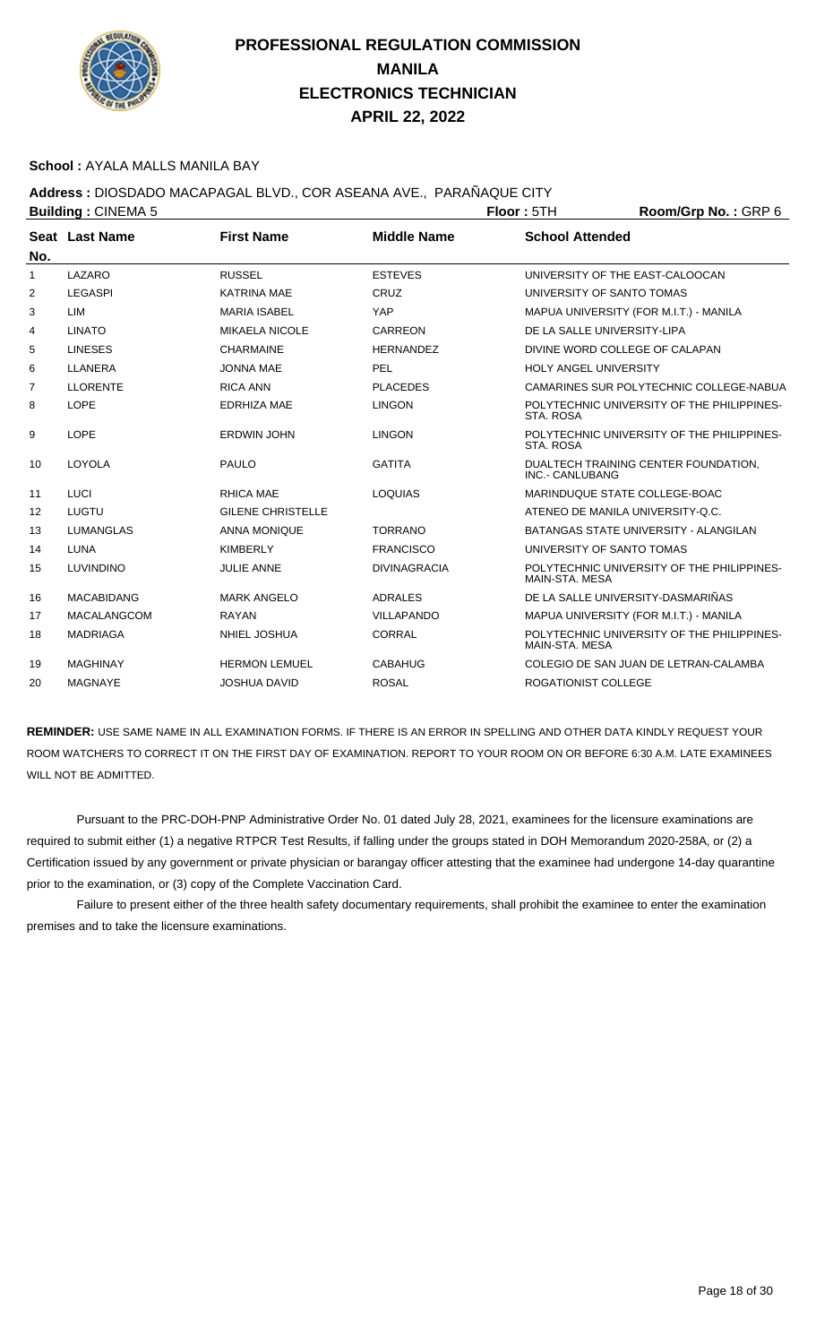# PROFESSIONAL REGULATION COMMISSION
## MANILA
## ELECTRONICS TECHNICIAN
## APRIL 22, 2022

**School :** AYALA MALLS MANILA BAY

**Address :** DIOSDADO MACAPAGAL BLVD., COR ASEANA AVE., PARAÑAQUE CITY

**Building :** CINEMA 5 **Floor :** 5TH **Room/Grp No. :** GRP 6

| Seat No. | Last Name | First Name | Middle Name | School Attended |
|---|---|---|---|---|
| 1 | LAZARO | RUSSEL | ESTEVES | UNIVERSITY OF THE EAST-CALOOCAN |
| 2 | LEGASPI | KATRINA MAE | CRUZ | UNIVERSITY OF SANTO TOMAS |
| 3 | LIM | MARIA ISABEL | YAP | MAPUA UNIVERSITY (FOR M.I.T.) - MANILA |
| 4 | LINATO | MIKAELA NICOLE | CARREON | DE LA SALLE UNIVERSITY-LIPA |
| 5 | LINESES | CHARMAINE | HERNANDEZ | DIVINE WORD COLLEGE OF CALAPAN |
| 6 | LLANERA | JONNA MAE | PEL | HOLY ANGEL UNIVERSITY |
| 7 | LLORENTE | RICA ANN | PLACEDES | CAMARINES SUR POLYTECHNIC COLLEGE-NABUA |
| 8 | LOPE | EDRHIZA MAE | LINGON | POLYTECHNIC UNIVERSITY OF THE PHILIPPINES-STA. ROSA |
| 9 | LOPE | ERDWIN JOHN | LINGON | POLYTECHNIC UNIVERSITY OF THE PHILIPPINES-STA. ROSA |
| 10 | LOYOLA | PAULO | GATITA | DUALTECH TRAINING CENTER FOUNDATION, INC.- CANLUBANG |
| 11 | LUCI | RHICA MAE | LOQUIAS | MARINDUQUE STATE COLLEGE-BOAC |
| 12 | LUGTU | GILENE CHRISTELLE | | ATENEO DE MANILA UNIVERSITY-Q.C. |
| 13 | LUMANGLAS | ANNA MONIQUE | TORRANO | BATANGAS STATE UNIVERSITY - ALANGILAN |
| 14 | LUNA | KIMBERLY | FRANCISCO | UNIVERSITY OF SANTO TOMAS |
| 15 | LUVINDINO | JULIE ANNE | DIVINAGRACIA | POLYTECHNIC UNIVERSITY OF THE PHILIPPINES-MAIN-STA. MESA |
| 16 | MACABIDANG | MARK ANGELO | ADRALES | DE LA SALLE UNIVERSITY-DASMARIÑAS |
| 17 | MACALANGCOM | RAYAN | VILLAPANDO | MAPUA UNIVERSITY (FOR M.I.T.) - MANILA |
| 18 | MADRIAGA | NHIEL JOSHUA | CORRAL | POLYTECHNIC UNIVERSITY OF THE PHILIPPINES-MAIN-STA. MESA |
| 19 | MAGHINAY | HERMON LEMUEL | CABAHUG | COLEGIO DE SAN JUAN DE LETRAN-CALAMBA |
| 20 | MAGNAYE | JOSHUA DAVID | ROSAL | ROGATIONIST COLLEGE |

**REMINDER:** USE SAME NAME IN ALL EXAMINATION FORMS. IF THERE IS AN ERROR IN SPELLING AND OTHER DATA KINDLY REQUEST YOUR ROOM WATCHERS TO CORRECT IT ON THE FIRST DAY OF EXAMINATION. REPORT TO YOUR ROOM ON OR BEFORE 6:30 A.M. LATE EXAMINEES WILL NOT BE ADMITTED.

Pursuant to the PRC-DOH-PNP Administrative Order No. 01 dated July 28, 2021, examinees for the licensure examinations are required to submit either (1) a negative RTPCR Test Results, if falling under the groups stated in DOH Memorandum 2020-258A, or (2) a Certification issued by any government or private physician or barangay officer attesting that the examinee had undergone 14-day quarantine prior to the examination, or (3) copy of the Complete Vaccination Card.

Failure to present either of the three health safety documentary requirements, shall prohibit the examinee to enter the examination premises and to take the licensure examinations.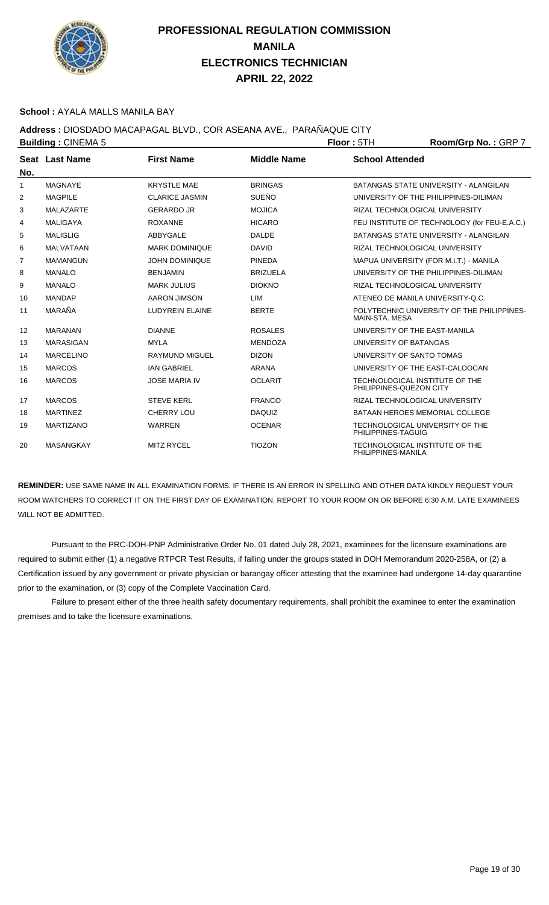# PROFESSIONAL REGULATION COMMISSION
## MANILA
## ELECTRONICS TECHNICIAN
## APRIL 22, 2022

**School :** AYALA MALLS MANILA BAY

**Address :** DIOSDADO MACAPAGAL BLVD., COR ASEANA AVE., PARAÑAQUE CITY

**Building :** CINEMA 5 **Floor :** 5TH **Room/Grp No. :** GRP 7

| Seat No. | Last Name | First Name | Middle Name | School Attended |
|---|---|---|---|---|
| 1 | MAGNAYE | KRYSTLE MAE | BRINGAS | BATANGAS STATE UNIVERSITY - ALANGILAN |
| 2 | MAGPILE | CLARICE JASMIN | SUEÑO | UNIVERSITY OF THE PHILIPPINES-DILIMAN |
| 3 | MALAZARTE | GERARDO JR | MOJICA | RIZAL TECHNOLOGICAL UNIVERSITY |
| 4 | MALIGAYA | ROXANNE | HICARO | FEU INSTITUTE OF TECHNOLOGY (for FEU-E.A.C.) |
| 5 | MALIGLIG | ABBYGALE | DALDE | BATANGAS STATE UNIVERSITY - ALANGILAN |
| 6 | MALVATAAN | MARK DOMINIQUE | DAVID | RIZAL TECHNOLOGICAL UNIVERSITY |
| 7 | MAMANGUN | JOHN DOMINIQUE | PINEDA | MAPUA UNIVERSITY (FOR M.I.T.) - MANILA |
| 8 | MANALO | BENJAMIN | BRIZUELA | UNIVERSITY OF THE PHILIPPINES-DILIMAN |
| 9 | MANALO | MARK JULIUS | DIOKNO | RIZAL TECHNOLOGICAL UNIVERSITY |
| 10 | MANDAP | AARON JIMSON | LIM | ATENEO DE MANILA UNIVERSITY-Q.C. |
| 11 | MARAÑA | LUDYREIN ELAINE | BERTE | POLYTECHNIC UNIVERSITY OF THE PHILIPPINES-MAIN-STA. MESA |
| 12 | MARANAN | DIANNE | ROSALES | UNIVERSITY OF THE EAST-MANILA |
| 13 | MARASIGAN | MYLA | MENDOZA | UNIVERSITY OF BATANGAS |
| 14 | MARCELINO | RAYMUND MIGUEL | DIZON | UNIVERSITY OF SANTO TOMAS |
| 15 | MARCOS | IAN GABRIEL | ARANA | UNIVERSITY OF THE EAST-CALOOCAN |
| 16 | MARCOS | JOSE MARIA IV | OCLARIT | TECHNOLOGICAL INSTITUTE OF THE PHILIPPINES-QUEZON CITY |
| 17 | MARCOS | STEVE KERL | FRANCO | RIZAL TECHNOLOGICAL UNIVERSITY |
| 18 | MARTINEZ | CHERRY LOU | DAQUIZ | BATAAN HEROES MEMORIAL COLLEGE |
| 19 | MARTIZANO | WARREN | OCENAR | TECHNOLOGICAL UNIVERSITY OF THE PHILIPPINES-TAGUIG |
| 20 | MASANGKAY | MITZ RYCEL | TIOZON | TECHNOLOGICAL INSTITUTE OF THE PHILIPPINES-MANILA |

**REMINDER:** USE SAME NAME IN ALL EXAMINATION FORMS. IF THERE IS AN ERROR IN SPELLING AND OTHER DATA KINDLY REQUEST YOUR ROOM WATCHERS TO CORRECT IT ON THE FIRST DAY OF EXAMINATION. REPORT TO YOUR ROOM ON OR BEFORE 6:30 A.M. LATE EXAMINEES WILL NOT BE ADMITTED.

Pursuant to the PRC-DOH-PNP Administrative Order No. 01 dated July 28, 2021, examinees for the licensure examinations are required to submit either (1) a negative RTPCR Test Results, if falling under the groups stated in DOH Memorandum 2020-258A, or (2) a Certification issued by any government or private physician or barangay officer attesting that the examinee had undergone 14-day quarantine prior to the examination, or (3) copy of the Complete Vaccination Card.

Failure to present either of the three health safety documentary requirements, shall prohibit the examinee to enter the examination premises and to take the licensure examinations.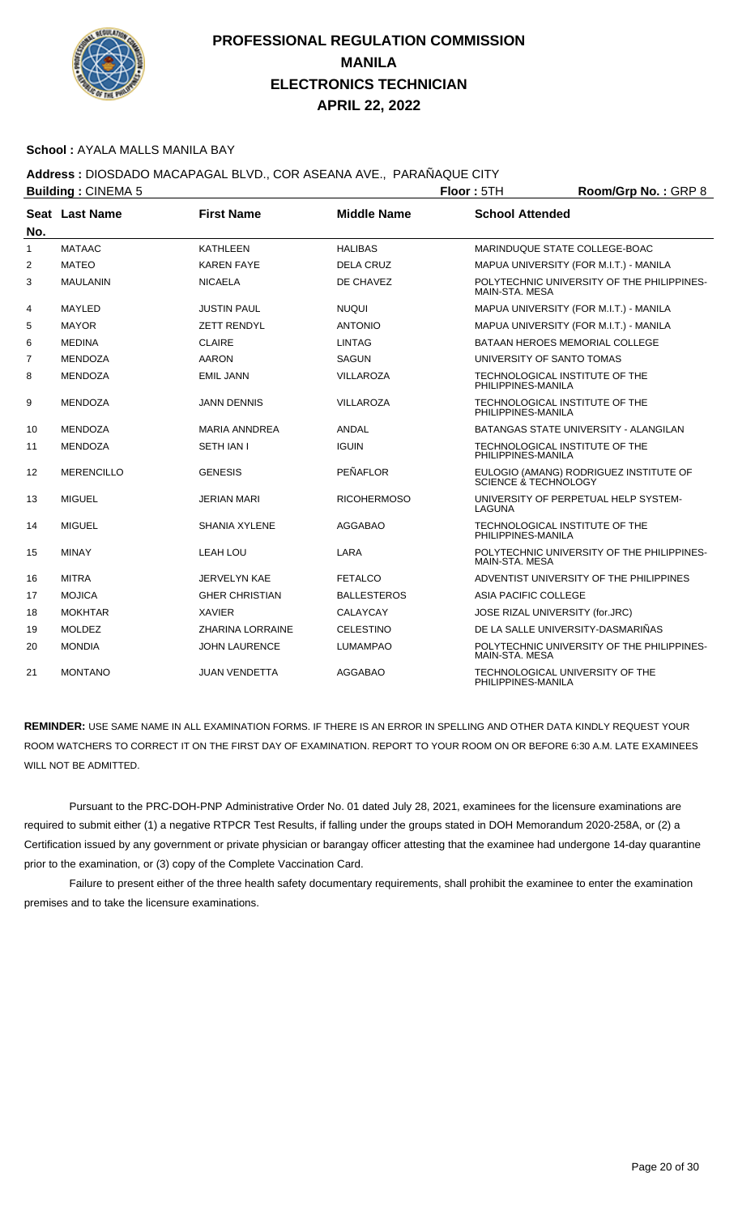# PROFESSIONAL REGULATION COMMISSION
# MANILA
# ELECTRONICS TECHNICIAN
# APRIL 22, 2022

**School :** AYALA MALLS MANILA BAY

**Address :** DIOSDADO MACAPAGAL BLVD., COR ASEANA AVE., PARAÑAQUE CITY

**Building :** CINEMA 5 **Floor :** 5TH **Room/Grp No. :** GRP 8

| Seat No. | Last Name | First Name | Middle Name | School Attended |
|---|---|---|---|---|
| 1 | MATAAC | KATHLEEN | HALIBAS | MARINDUQUE STATE COLLEGE-BOAC |
| 2 | MATEO | KAREN FAYE | DELA CRUZ | MAPUA UNIVERSITY (FOR M.I.T.) - MANILA |
| 3 | MAULANIN | NICAELA | DE CHAVEZ | POLYTECHNIC UNIVERSITY OF THE PHILIPPINES-MAIN-STA. MESA |
| 4 | MAYLED | JUSTIN PAUL | NUQUI | MAPUA UNIVERSITY (FOR M.I.T.) - MANILA |
| 5 | MAYOR | ZETT RENDYL | ANTONIO | MAPUA UNIVERSITY (FOR M.I.T.) - MANILA |
| 6 | MEDINA | CLAIRE | LINTAG | BATAAN HEROES MEMORIAL COLLEGE |
| 7 | MENDOZA | AARON | SAGUN | UNIVERSITY OF SANTO TOMAS |
| 8 | MENDOZA | EMIL JANN | VILLAROZA | TECHNOLOGICAL INSTITUTE OF THE PHILIPPINES-MANILA |
| 9 | MENDOZA | JANN DENNIS | VILLAROZA | TECHNOLOGICAL INSTITUTE OF THE PHILIPPINES-MANILA |
| 10 | MENDOZA | MARIA ANNDREA | ANDAL | BATANGAS STATE UNIVERSITY - ALANGILAN |
| 11 | MENDOZA | SETH IAN I | IGUIN | TECHNOLOGICAL INSTITUTE OF THE PHILIPPINES-MANILA |
| 12 | MERENCILLO | GENESIS | PEÑAFLOR | EULOGIO (AMANG) RODRIGUEZ INSTITUTE OF SCIENCE & TECHNOLOGY |
| 13 | MIGUEL | JERIAN MARI | RICOHERMOSO | UNIVERSITY OF PERPETUAL HELP SYSTEM-LAGUNA |
| 14 | MIGUEL | SHANIA XYLENE | AGGABAO | TECHNOLOGICAL INSTITUTE OF THE PHILIPPINES-MANILA |
| 15 | MINAY | LEAH LOU | LARA | POLYTECHNIC UNIVERSITY OF THE PHILIPPINES-MAIN-STA. MESA |
| 16 | MITRA | JERVELYN KAE | FETALCO | ADVENTIST UNIVERSITY OF THE PHILIPPINES |
| 17 | MOJICA | GHER CHRISTIAN | BALLESTEROS | ASIA PACIFIC COLLEGE |
| 18 | MOKHTAR | XAVIER | CALAYCAY | JOSE RIZAL UNIVERSITY (for.JRC) |
| 19 | MOLDEZ | ZHARINA LORRAINE | CELESTINO | DE LA SALLE UNIVERSITY-DASMARIÑAS |
| 20 | MONDIA | JOHN LAURENCE | LUMAMPAO | POLYTECHNIC UNIVERSITY OF THE PHILIPPINES-MAIN-STA. MESA |
| 21 | MONTANO | JUAN VENDETTA | AGGABAO | TECHNOLOGICAL UNIVERSITY OF THE PHILIPPINES-MANILA |

**REMINDER:** USE SAME NAME IN ALL EXAMINATION FORMS. IF THERE IS AN ERROR IN SPELLING AND OTHER DATA KINDLY REQUEST YOUR ROOM WATCHERS TO CORRECT IT ON THE FIRST DAY OF EXAMINATION. REPORT TO YOUR ROOM ON OR BEFORE 6:30 A.M. LATE EXAMINEES WILL NOT BE ADMITTED.

Pursuant to the PRC-DOH-PNP Administrative Order No. 01 dated July 28, 2021, examinees for the licensure examinations are required to submit either (1) a negative RTPCR Test Results, if falling under the groups stated in DOH Memorandum 2020-258A, or (2) a Certification issued by any government or private physician or barangay officer attesting that the examinee had undergone 14-day quarantine prior to the examination, or (3) copy of the Complete Vaccination Card.

Failure to present either of the three health safety documentary requirements, shall prohibit the examinee to enter the examination premises and to take the licensure examinations.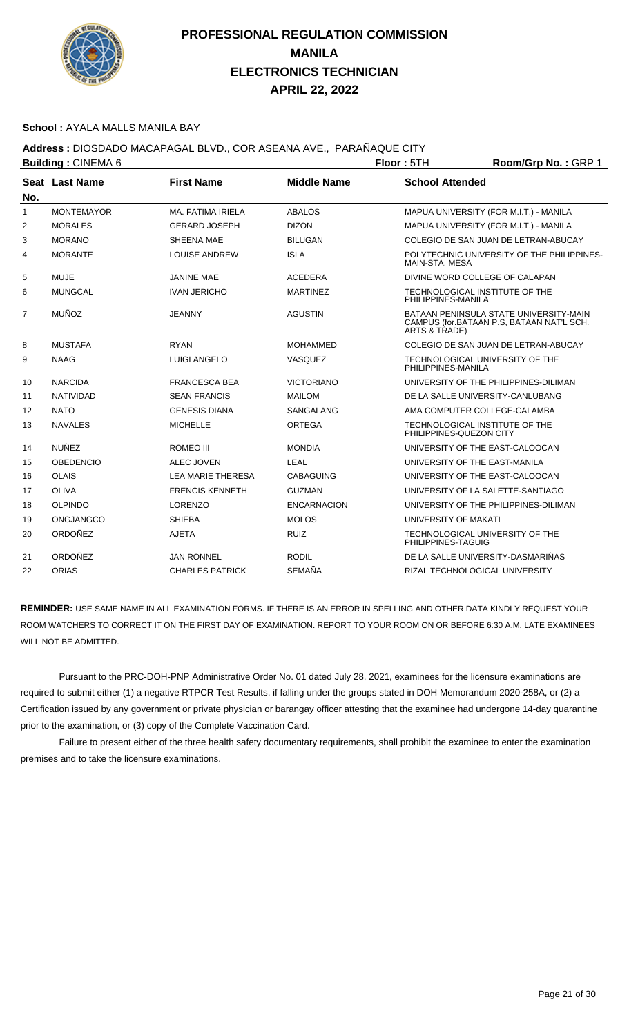# PROFESSIONAL REGULATION COMMISSION
## MANILA
## ELECTRONICS TECHNICIAN
## APRIL 22, 2022

**School :** AYALA MALLS MANILA BAY

**Address :** DIOSDADO MACAPAGAL BLVD., COR ASEANA AVE., PARAÑAQUE CITY

**Building :** CINEMA 6 **Floor :** 5TH **Room/Grp No. :** GRP 1

| Seat No. | Last Name | First Name | Middle Name | School Attended |
|---|---|---|---|---|
| 1 | MONTEMAYOR | MA. FATIMA IRIELA | ABALOS | MAPUA UNIVERSITY (FOR M.I.T.) - MANILA |
| 2 | MORALES | GERARD JOSEPH | DIZON | MAPUA UNIVERSITY (FOR M.I.T.) - MANILA |
| 3 | MORANO | SHEENA MAE | BILUGAN | COLEGIO DE SAN JUAN DE LETRAN-ABUCAY |
| 4 | MORANTE | LOUISE ANDREW | ISLA | POLYTECHNIC UNIVERSITY OF THE PHILIPPINES-MAIN-STA. MESA |
| 5 | MUJE | JANINE MAE | ACEDERA | DIVINE WORD COLLEGE OF CALAPAN |
| 6 | MUNGCAL | IVAN JERICHO | MARTINEZ | TECHNOLOGICAL INSTITUTE OF THE PHILIPPINES-MANILA |
| 7 | MUÑOZ | JEANNY | AGUSTIN | BATAAN PENINSULA STATE UNIVERSITY-MAIN CAMPUS (for.BATAAN P.S, BATAAN NAT'L SCH. ARTS & TRADE) |
| 8 | MUSTAFA | RYAN | MOHAMMED | COLEGIO DE SAN JUAN DE LETRAN-ABUCAY |
| 9 | NAAG | LUIGI ANGELO | VASQUEZ | TECHNOLOGICAL UNIVERSITY OF THE PHILIPPINES-MANILA |
| 10 | NARCIDA | FRANCESCA BEA | VICTORIANO | UNIVERSITY OF THE PHILIPPINES-DILIMAN |
| 11 | NATIVIDAD | SEAN FRANCIS | MAILOM | DE LA SALLE UNIVERSITY-CANLUBANG |
| 12 | NATO | GENESIS DIANA | SANGALANG | AMA COMPUTER COLLEGE-CALAMBA |
| 13 | NAVALES | MICHELLE | ORTEGA | TECHNOLOGICAL INSTITUTE OF THE PHILIPPINES-QUEZON CITY |
| 14 | NUÑEZ | ROMEO III | MONDIA | UNIVERSITY OF THE EAST-CALOOCAN |
| 15 | OBEDENCIO | ALEC JOVEN | LEAL | UNIVERSITY OF THE EAST-MANILA |
| 16 | OLAIS | LEA MARIE THERESA | CABAGUING | UNIVERSITY OF THE EAST-CALOOCAN |
| 17 | OLIVA | FRENCIS KENNETH | GUZMAN | UNIVERSITY OF LA SALETTE-SANTIAGO |
| 18 | OLPINDO | LORENZO | ENCARNACION | UNIVERSITY OF THE PHILIPPINES-DILIMAN |
| 19 | ONGJANGCO | SHIEBA | MOLOS | UNIVERSITY OF MAKATI |
| 20 | ORDOÑEZ | AJETA | RUIZ | TECHNOLOGICAL UNIVERSITY OF THE PHILIPPINES-TAGUIG |
| 21 | ORDOÑEZ | JAN RONNEL | RODIL | DE LA SALLE UNIVERSITY-DASMARIÑAS |
| 22 | ORIAS | CHARLES PATRICK | SEMAÑA | RIZAL TECHNOLOGICAL UNIVERSITY |

**REMINDER:** USE SAME NAME IN ALL EXAMINATION FORMS. IF THERE IS AN ERROR IN SPELLING AND OTHER DATA KINDLY REQUEST YOUR ROOM WATCHERS TO CORRECT IT ON THE FIRST DAY OF EXAMINATION. REPORT TO YOUR ROOM ON OR BEFORE 6:30 A.M. LATE EXAMINEES WILL NOT BE ADMITTED.

Pursuant to the PRC-DOH-PNP Administrative Order No. 01 dated July 28, 2021, examinees for the licensure examinations are required to submit either (1) a negative RTPCR Test Results, if falling under the groups stated in DOH Memorandum 2020-258A, or (2) a Certification issued by any government or private physician or barangay officer attesting that the examinee had undergone 14-day quarantine prior to the examination, or (3) copy of the Complete Vaccination Card.

Failure to present either of the three health safety documentary requirements, shall prohibit the examinee to enter the examination premises and to take the licensure examinations.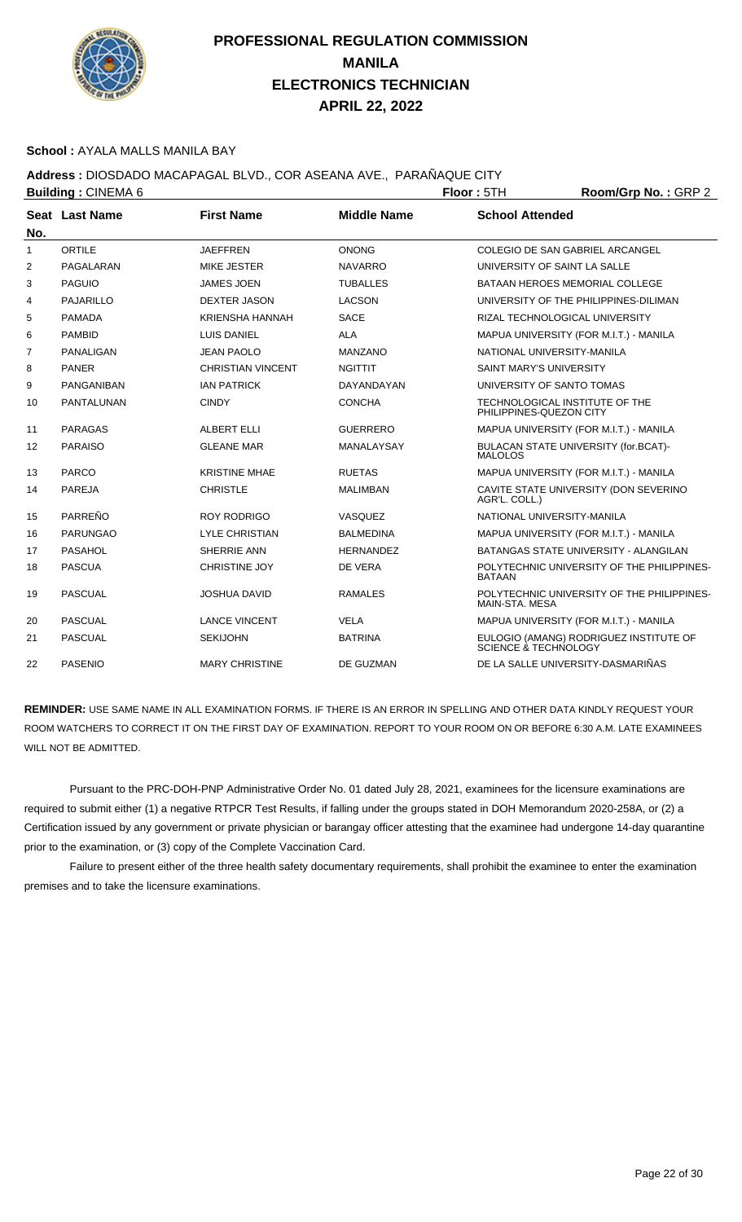# PROFESSIONAL REGULATION COMMISSION
# MANILA
# ELECTRONICS TECHNICIAN
# APRIL 22, 2022

**School :** AYALA MALLS MANILA BAY

**Address :** DIOSDADO MACAPAGAL BLVD., COR ASEANA AVE., PARAÑAQUE CITY

**Building :** CINEMA 6 **Floor :** 5TH **Room/Grp No. :** GRP 2

| Seat No. | Last Name | First Name | Middle Name | School Attended |
|---|---|---|---|---|
| 1 | ORTILE | JAEFFREN | ONONG | COLEGIO DE SAN GABRIEL ARCANGEL |
| 2 | PAGALARAN | MIKE JESTER | NAVARRO | UNIVERSITY OF SAINT LA SALLE |
| 3 | PAGUIO | JAMES JOEN | TUBALLES | BATAAN HEROES MEMORIAL COLLEGE |
| 4 | PAJARILLO | DEXTER JASON | LACSON | UNIVERSITY OF THE PHILIPPINES-DILIMAN |
| 5 | PAMADA | KRIENSHA HANNAH | SACE | RIZAL TECHNOLOGICAL UNIVERSITY |
| 6 | PAMBID | LUIS DANIEL | ALA | MAPUA UNIVERSITY (FOR M.I.T.) - MANILA |
| 7 | PANALIGAN | JEAN PAOLO | MANZANO | NATIONAL UNIVERSITY-MANILA |
| 8 | PANER | CHRISTIAN VINCENT | NGITTIT | SAINT MARY'S UNIVERSITY |
| 9 | PANGANIBAN | IAN PATRICK | DAYANDAYAN | UNIVERSITY OF SANTO TOMAS |
| 10 | PANTALUNAN | CINDY | CONCHA | TECHNOLOGICAL INSTITUTE OF THE PHILIPPINES-QUEZON CITY |
| 11 | PARAGAS | ALBERT ELLI | GUERRERO | MAPUA UNIVERSITY (FOR M.I.T.) - MANILA |
| 12 | PARAISO | GLEANE MAR | MANALAYSAY | BULACAN STATE UNIVERSITY (for.BCAT)-MALOLOS |
| 13 | PARCO | KRISTINE MHAE | RUETAS | MAPUA UNIVERSITY (FOR M.I.T.) - MANILA |
| 14 | PAREJA | CHRISTLE | MALIMBAN | CAVITE STATE UNIVERSITY (DON SEVERINO AGR'L. COLL.) |
| 15 | PARREÑO | ROY RODRIGO | VASQUEZ | NATIONAL UNIVERSITY-MANILA |
| 16 | PARUNGAO | LYLE CHRISTIAN | BALMEDINA | MAPUA UNIVERSITY (FOR M.I.T.) - MANILA |
| 17 | PASAHOL | SHERRIE ANN | HERNANDEZ | BATANGAS STATE UNIVERSITY - ALANGILAN |
| 18 | PASCUA | CHRISTINE JOY | DE VERA | POLYTECHNIC UNIVERSITY OF THE PHILIPPINES-BATAAN |
| 19 | PASCUAL | JOSHUA DAVID | RAMALES | POLYTECHNIC UNIVERSITY OF THE PHILIPPINES-MAIN-STA. MESA |
| 20 | PASCUAL | LANCE VINCENT | VELA | MAPUA UNIVERSITY (FOR M.I.T.) - MANILA |
| 21 | PASCUAL | SEKIJOHN | BATRINA | EULOGIO (AMANG) RODRIGUEZ INSTITUTE OF SCIENCE & TECHNOLOGY |
| 22 | PASENIO | MARY CHRISTINE | DE GUZMAN | DE LA SALLE UNIVERSITY-DASMARIÑAS |

**REMINDER:** USE SAME NAME IN ALL EXAMINATION FORMS. IF THERE IS AN ERROR IN SPELLING AND OTHER DATA KINDLY REQUEST YOUR ROOM WATCHERS TO CORRECT IT ON THE FIRST DAY OF EXAMINATION. REPORT TO YOUR ROOM ON OR BEFORE 6:30 A.M. LATE EXAMINEES WILL NOT BE ADMITTED.

Pursuant to the PRC-DOH-PNP Administrative Order No. 01 dated July 28, 2021, examinees for the licensure examinations are required to submit either (1) a negative RTPCR Test Results, if falling under the groups stated in DOH Memorandum 2020-258A, or (2) a Certification issued by any government or private physician or barangay officer attesting that the examinee had undergone 14-day quarantine prior to the examination, or (3) copy of the Complete Vaccination Card.

Failure to present either of the three health safety documentary requirements, shall prohibit the examinee to enter the examination premises and to take the licensure examinations.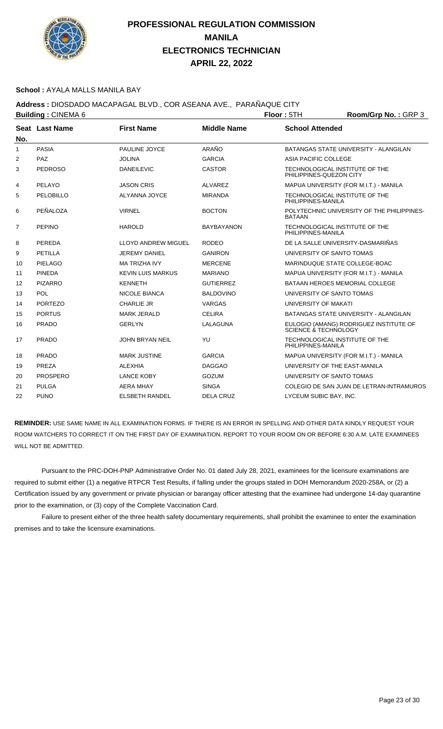# PROFESSIONAL REGULATION COMMISSION
## MANILA
## ELECTRONICS TECHNICIAN
## APRIL 22, 2022

**School :** AYALA MALLS MANILA BAY

**Address :** DIOSDADO MACAPAGAL BLVD., COR ASEANA AVE., PARAÑAQUE CITY

**Building :** CINEMA 6 **Floor :** 5TH **Room/Grp No. :** GRP 3

| Seat No. | Last Name | First Name | Middle Name | School Attended |
|---|---|---|---|---|
| 1 | PASIA | PAULINE JOYCE | ARAÑO | BATANGAS STATE UNIVERSITY - ALANGILAN |
| 2 | PAZ | JOLINA | GARCIA | ASIA PACIFIC COLLEGE |
| 3 | PEDROSO | DANEILEVIC | CASTOR | TECHNOLOGICAL INSTITUTE OF THE PHILIPPINES-QUEZON CITY |
| 4 | PELAYO | JASON CRIS | ALVAREZ | MAPUA UNIVERSITY (FOR M.I.T.) - MANILA |
| 5 | PELOBILLO | ALYANNA JOYCE | MIRANDA | TECHNOLOGICAL INSTITUTE OF THE PHILIPPINES-MANILA |
| 6 | PEÑALOZA | VIRNEL | BOCTON | POLYTECHNIC UNIVERSITY OF THE PHILIPPINES-BATAAN |
| 7 | PEPINO | HAROLD | BAYBAYANON | TECHNOLOGICAL INSTITUTE OF THE PHILIPPINES-MANILA |
| 8 | PEREDA | LLOYD ANDREW MIGUEL | RODEO | DE LA SALLE UNIVERSITY-DASMARIÑAS |
| 9 | PETILLA | JEREMY DANIEL | GANIRON | UNIVERSITY OF SANTO TOMAS |
| 10 | PIELAGO | MA TRIZHA IVY | MERCENE | MARINDUQUE STATE COLLEGE-BOAC |
| 11 | PINEDA | KEVIN LUIS MARKUS | MARIANO | MAPUA UNIVERSITY (FOR M.I.T.) - MANILA |
| 12 | PIZARRO | KENNETH | GUTIERREZ | BATAAN HEROES MEMORIAL COLLEGE |
| 13 | POL | NICOLE BIANCA | BALDOVINO | UNIVERSITY OF SANTO TOMAS |
| 14 | PORTEZO | CHARLIE JR | VARGAS | UNIVERSITY OF MAKATI |
| 15 | PORTUS | MARK JERALD | CELIRA | BATANGAS STATE UNIVERSITY - ALANGILAN |
| 16 | PRADO | GERLYN | LALAGUNA | EULOGIO (AMANG) RODRIGUEZ INSTITUTE OF SCIENCE & TECHNOLOGY |
| 17 | PRADO | JOHN BRYAN NEIL | YU | TECHNOLOGICAL INSTITUTE OF THE PHILIPPINES-MANILA |
| 18 | PRADO | MARK JUSTINE | GARCIA | MAPUA UNIVERSITY (FOR M.I.T.) - MANILA |
| 19 | PREZA | ALEXHIA | DAGGAO | UNIVERSITY OF THE EAST-MANILA |
| 20 | PROSPERO | LANCE KOBY | GOZUM | UNIVERSITY OF SANTO TOMAS |
| 21 | PULGA | AERA MHAY | SINGA | COLEGIO DE SAN JUAN DE LETRAN-INTRAMUROS |
| 22 | PUNO | ELSBETH RANDEL | DELA CRUZ | LYCEUM SUBIC BAY, INC. |

**REMINDER:** USE SAME NAME IN ALL EXAMINATION FORMS. IF THERE IS AN ERROR IN SPELLING AND OTHER DATA KINDLY REQUEST YOUR ROOM WATCHERS TO CORRECT IT ON THE FIRST DAY OF EXAMINATION. REPORT TO YOUR ROOM ON OR BEFORE 6:30 A.M. LATE EXAMINEES WILL NOT BE ADMITTED.

Pursuant to the PRC-DOH-PNP Administrative Order No. 01 dated July 28, 2021, examinees for the licensure examinations are required to submit either (1) a negative RTPCR Test Results, if falling under the groups stated in DOH Memorandum 2020-258A, or (2) a Certification issued by any government or private physician or barangay officer attesting that the examinee had undergone 14-day quarantine prior to the examination, or (3) copy of the Complete Vaccination Card.

Failure to present either of the three health safety documentary requirements, shall prohibit the examinee to enter the examination premises and to take the licensure examinations.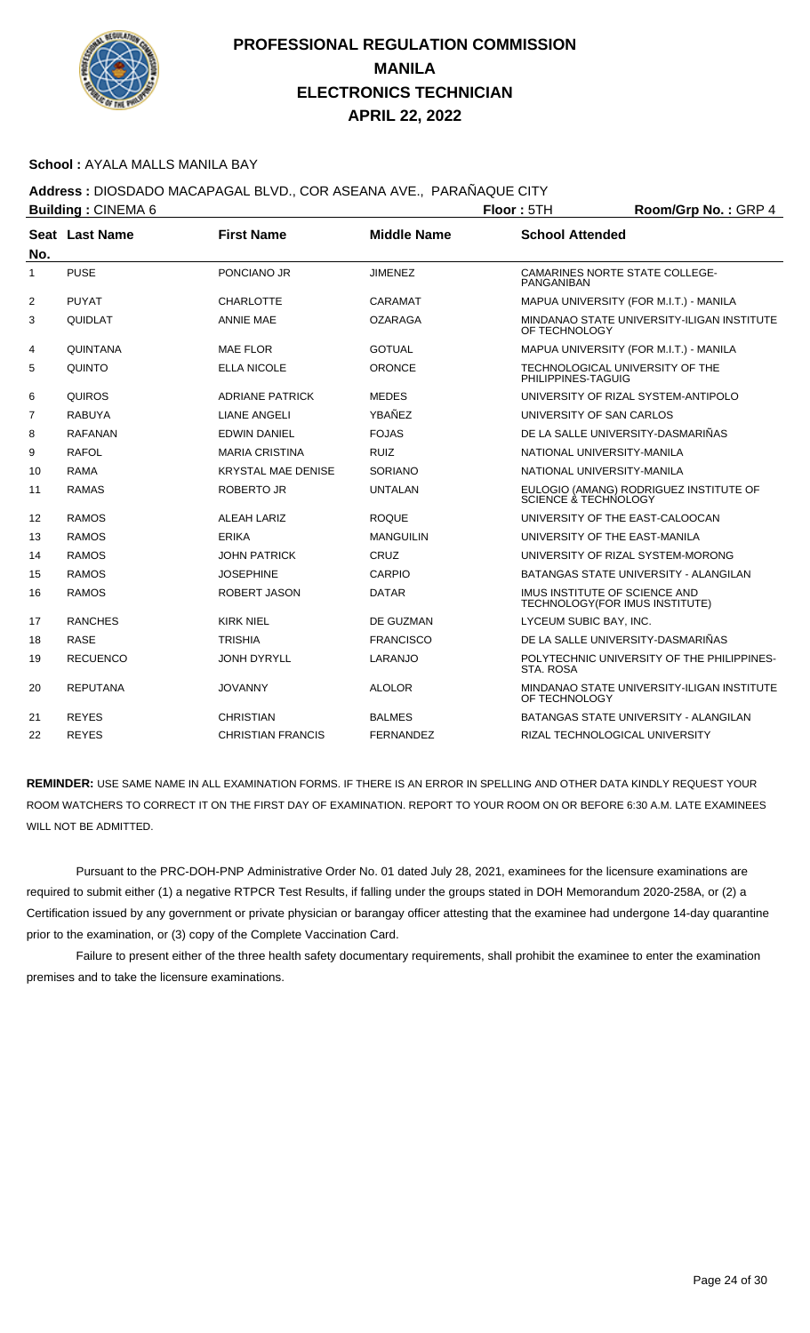# PROFESSIONAL REGULATION COMMISSION
# MANILA
# ELECTRONICS TECHNICIAN
# APRIL 22, 2022

**School :** AYALA MALLS MANILA BAY

**Address :** DIOSDADO MACAPAGAL BLVD., COR ASEANA AVE., PARAÑAQUE CITY

**Building :** CINEMA 6 **Floor :** 5TH **Room/Grp No. :** GRP 4

| Seat No. | Last Name | First Name | Middle Name | School Attended |
|---|---|---|---|---|
| 1 | PUSE | PONCIANO JR | JIMENEZ | CAMARINES NORTE STATE COLLEGE-PANGANIBAN |
| 2 | PUYAT | CHARLOTTE | CARAMAT | MAPUA UNIVERSITY (FOR M.I.T.) - MANILA |
| 3 | QUIDLAT | ANNIE MAE | OZARAGA | MINDANAO STATE UNIVERSITY-ILIGAN INSTITUTE OF TECHNOLOGY |
| 4 | QUINTANA | MAE FLOR | GOTUAL | MAPUA UNIVERSITY (FOR M.I.T.) - MANILA |
| 5 | QUINTO | ELLA NICOLE | ORONCE | TECHNOLOGICAL UNIVERSITY OF THE PHILIPPINES-TAGUIG |
| 6 | QUIROS | ADRIANE PATRICK | MEDES | UNIVERSITY OF RIZAL SYSTEM-ANTIPOLO |
| 7 | RABUYA | LIANE ANGELI | YBAÑEZ | UNIVERSITY OF SAN CARLOS |
| 8 | RAFANAN | EDWIN DANIEL | FOJAS | DE LA SALLE UNIVERSITY-DASMARIÑAS |
| 9 | RAFOL | MARIA CRISTINA | RUIZ | NATIONAL UNIVERSITY-MANILA |
| 10 | RAMA | KRYSTAL MAE DENISE | SORIANO | NATIONAL UNIVERSITY-MANILA |
| 11 | RAMAS | ROBERTO JR | UNTALAN | EULOGIO (AMANG) RODRIGUEZ INSTITUTE OF SCIENCE & TECHNOLOGY |
| 12 | RAMOS | ALEAH LARIZ | ROQUE | UNIVERSITY OF THE EAST-CALOOCAN |
| 13 | RAMOS | ERIKA | MANGUILIN | UNIVERSITY OF THE EAST-MANILA |
| 14 | RAMOS | JOHN PATRICK | CRUZ | UNIVERSITY OF RIZAL SYSTEM-MORONG |
| 15 | RAMOS | JOSEPHINE | CARPIO | BATANGAS STATE UNIVERSITY - ALANGILAN |
| 16 | RAMOS | ROBERT JASON | DATAR | IMUS INSTITUTE OF SCIENCE AND TECHNOLOGY(FOR IMUS INSTITUTE) |
| 17 | RANCHES | KIRK NIEL | DE GUZMAN | LYCEUM SUBIC BAY, INC. |
| 18 | RASE | TRISHIA | FRANCISCO | DE LA SALLE UNIVERSITY-DASMARIÑAS |
| 19 | RECUENCO | JONH DYRYLL | LARANJO | POLYTECHNIC UNIVERSITY OF THE PHILIPPINES-STA. ROSA |
| 20 | REPUTANA | JOVANNY | ALOLOR | MINDANAO STATE UNIVERSITY-ILIGAN INSTITUTE OF TECHNOLOGY |
| 21 | REYES | CHRISTIAN | BALMES | BATANGAS STATE UNIVERSITY - ALANGILAN |
| 22 | REYES | CHRISTIAN FRANCIS | FERNANDEZ | RIZAL TECHNOLOGICAL UNIVERSITY |

**REMINDER:** USE SAME NAME IN ALL EXAMINATION FORMS. IF THERE IS AN ERROR IN SPELLING AND OTHER DATA KINDLY REQUEST YOUR ROOM WATCHERS TO CORRECT IT ON THE FIRST DAY OF EXAMINATION. REPORT TO YOUR ROOM ON OR BEFORE 6:30 A.M. LATE EXAMINEES WILL NOT BE ADMITTED.

Pursuant to the PRC-DOH-PNP Administrative Order No. 01 dated July 28, 2021, examinees for the licensure examinations are required to submit either (1) a negative RTPCR Test Results, if falling under the groups stated in DOH Memorandum 2020-258A, or (2) a Certification issued by any government or private physician or barangay officer attesting that the examinee had undergone 14-day quarantine prior to the examination, or (3) copy of the Complete Vaccination Card.

Failure to present either of the three health safety documentary requirements, shall prohibit the examinee to enter the examination premises and to take the licensure examinations.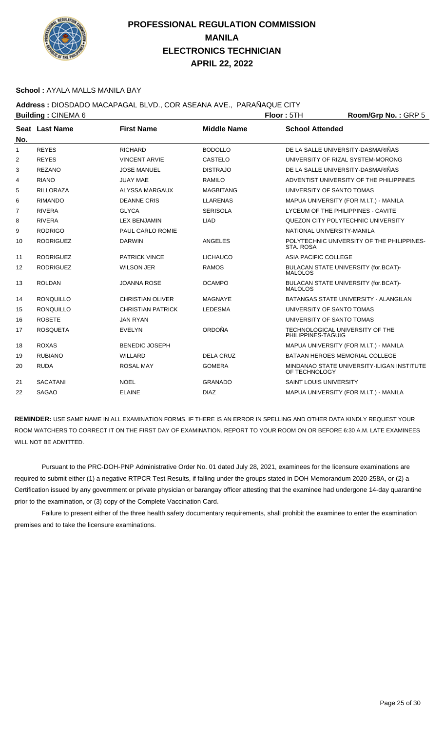# PROFESSIONAL REGULATION COMMISSION
## MANILA
## ELECTRONICS TECHNICIAN
## APRIL 22, 2022

**School :** AYALA MALLS MANILA BAY

**Address :** DIOSDADO MACAPAGAL BLVD., COR ASEANA AVE., PARAÑAQUE CITY

**Building :** CINEMA 6 **Floor :** 5TH **Room/Grp No. :** GRP 5

| Seat No. | Last Name | First Name | Middle Name | School Attended |
|---|---|---|---|---|
| 1 | REYES | RICHARD | BODOLLO | DE LA SALLE UNIVERSITY-DASMARIÑAS |
| 2 | REYES | VINCENT ARVIE | CASTELO | UNIVERSITY OF RIZAL SYSTEM-MORONG |
| 3 | REZANO | JOSE MANUEL | DISTRAJO | DE LA SALLE UNIVERSITY-DASMARIÑAS |
| 4 | RIANO | JUAY MAE | RAMILO | ADVENTIST UNIVERSITY OF THE PHILIPPINES |
| 5 | RILLORAZA | ALYSSA MARGAUX | MAGBITANG | UNIVERSITY OF SANTO TOMAS |
| 6 | RIMANDO | DEANNE CRIS | LLARENAS | MAPUA UNIVERSITY (FOR M.I.T.) - MANILA |
| 7 | RIVERA | GLYCA | SERISOLA | LYCEUM OF THE PHILIPPINES - CAVITE |
| 8 | RIVERA | LEX BENJAMIN | LIAD | QUEZON CITY POLYTECHNIC UNIVERSITY |
| 9 | RODRIGO | PAUL CARLO ROMIE | | NATIONAL UNIVERSITY-MANILA |
| 10 | RODRIGUEZ | DARWIN | ANGELES | POLYTECHNIC UNIVERSITY OF THE PHILIPPINES-STA. ROSA |
| 11 | RODRIGUEZ | PATRICK VINCE | LICHAUCO | ASIA PACIFIC COLLEGE |
| 12 | RODRIGUEZ | WILSON JER | RAMOS | BULACAN STATE UNIVERSITY (for.BCAT)-MALOLOS |
| 13 | ROLDAN | JOANNA ROSE | OCAMPO | BULACAN STATE UNIVERSITY (for.BCAT)-MALOLOS |
| 14 | RONQUILLO | CHRISTIAN OLIVER | MAGNAYE | BATANGAS STATE UNIVERSITY - ALANGILAN |
| 15 | RONQUILLO | CHRISTIAN PATRICK | LEDESMA | UNIVERSITY OF SANTO TOMAS |
| 16 | ROSETE | JAN RYAN | | UNIVERSITY OF SANTO TOMAS |
| 17 | ROSQUETA | EVELYN | ORDOÑA | TECHNOLOGICAL UNIVERSITY OF THE PHILIPPINES-TAGUIG |
| 18 | ROXAS | BENEDIC JOSEPH | | MAPUA UNIVERSITY (FOR M.I.T.) - MANILA |
| 19 | RUBIANO | WILLARD | DELA CRUZ | BATAAN HEROES MEMORIAL COLLEGE |
| 20 | RUDA | ROSAL MAY | GOMERA | MINDANAO STATE UNIVERSITY-ILIGAN INSTITUTE OF TECHNOLOGY |
| 21 | SACATANI | NOEL | GRANADO | SAINT LOUIS UNIVERSITY |
| 22 | SAGAO | ELAINE | DIAZ | MAPUA UNIVERSITY (FOR M.I.T.) - MANILA |

**REMINDER:** USE SAME NAME IN ALL EXAMINATION FORMS. IF THERE IS AN ERROR IN SPELLING AND OTHER DATA KINDLY REQUEST YOUR ROOM WATCHERS TO CORRECT IT ON THE FIRST DAY OF EXAMINATION. REPORT TO YOUR ROOM ON OR BEFORE 6:30 A.M. LATE EXAMINEES WILL NOT BE ADMITTED.

Pursuant to the PRC-DOH-PNP Administrative Order No. 01 dated July 28, 2021, examinees for the licensure examinations are required to submit either (1) a negative RTPCR Test Results, if falling under the groups stated in DOH Memorandum 2020-258A, or (2) a Certification issued by any government or private physician or barangay officer attesting that the examinee had undergone 14-day quarantine prior to the examination, or (3) copy of the Complete Vaccination Card.

Failure to present either of the three health safety documentary requirements, shall prohibit the examinee to enter the examination premises and to take the licensure examinations.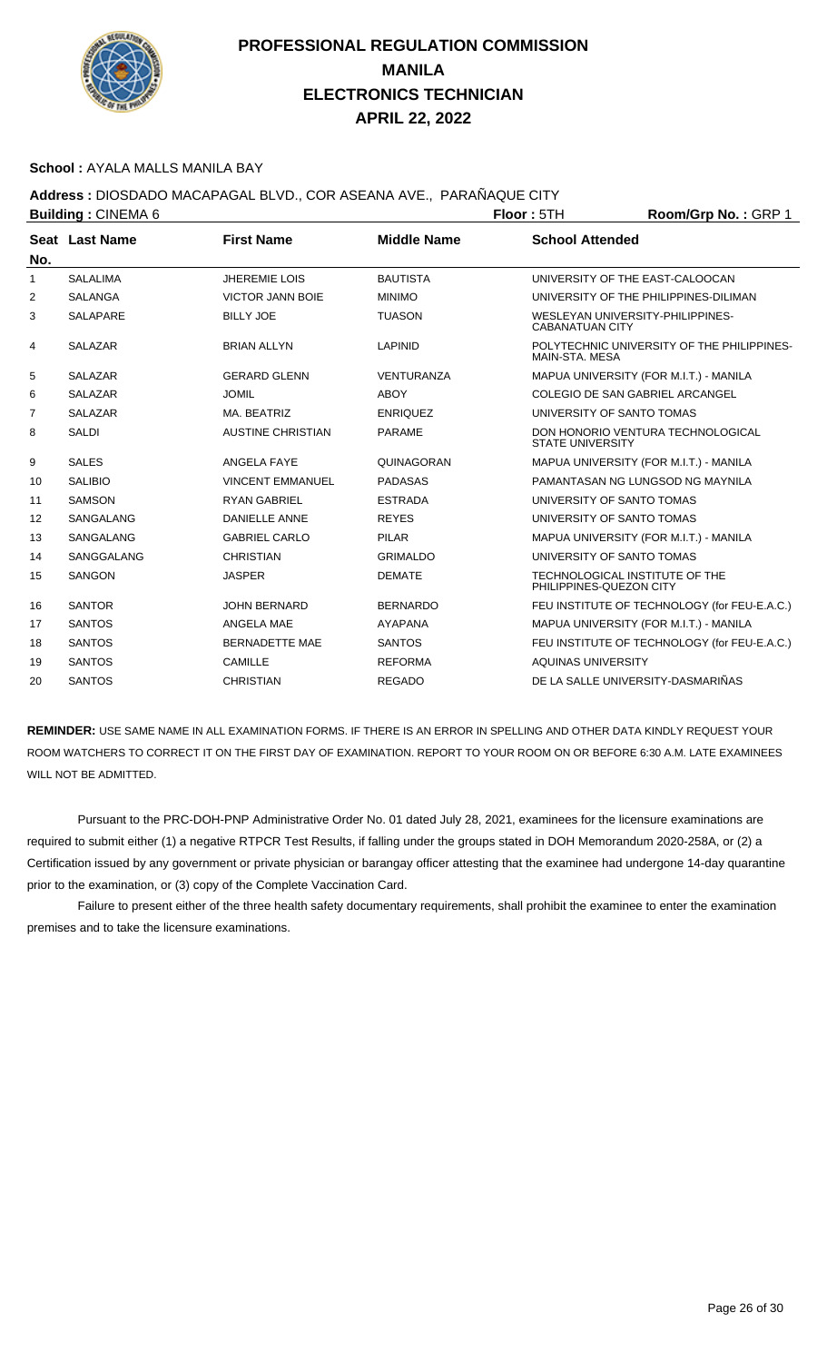# PROFESSIONAL REGULATION COMMISSION
## MANILA
## ELECTRONICS TECHNICIAN
## APRIL 22, 2022

**School :** AYALA MALLS MANILA BAY

**Address :** DIOSDADO MACAPAGAL BLVD., COR ASEANA AVE., PARAÑAQUE CITY

**Building :** CINEMA 6 **Floor :** 5TH **Room/Grp No. :** GRP 1

| Seat No. | Last Name | First Name | Middle Name | School Attended |
|---|---|---|---|---|
| 1 | SALALIMA | JHEREMIE LOIS | BAUTISTA | UNIVERSITY OF THE EAST-CALOOCAN |
| 2 | SALANGA | VICTOR JANN BOIE | MINIMO | UNIVERSITY OF THE PHILIPPINES-DILIMAN |
| 3 | SALAPARE | BILLY JOE | TUASON | WESLEYAN UNIVERSITY-PHILIPPINES-CABANATUAN CITY |
| 4 | SALAZAR | BRIAN ALLYN | LAPINID | POLYTECHNIC UNIVERSITY OF THE PHILIPPINES-MAIN-STA. MESA |
| 5 | SALAZAR | GERARD GLENN | VENTURANZA | MAPUA UNIVERSITY (FOR M.I.T.) - MANILA |
| 6 | SALAZAR | JOMIL | ABOY | COLEGIO DE SAN GABRIEL ARCANGEL |
| 7 | SALAZAR | MA. BEATRIZ | ENRIQUEZ | UNIVERSITY OF SANTO TOMAS |
| 8 | SALDI | AUSTINE CHRISTIAN | PARAME | DON HONORIO VENTURA TECHNOLOGICAL STATE UNIVERSITY |
| 9 | SALES | ANGELA FAYE | QUINAGORAN | MAPUA UNIVERSITY (FOR M.I.T.) - MANILA |
| 10 | SALIBIO | VINCENT EMMANUEL | PADASAS | PAMANTASAN NG LUNGSOD NG MAYNILA |
| 11 | SAMSON | RYAN GABRIEL | ESTRADA | UNIVERSITY OF SANTO TOMAS |
| 12 | SANGALANG | DANIELLE ANNE | REYES | UNIVERSITY OF SANTO TOMAS |
| 13 | SANGALANG | GABRIEL CARLO | PILAR | MAPUA UNIVERSITY (FOR M.I.T.) - MANILA |
| 14 | SANGGALANG | CHRISTIAN | GRIMALDO | UNIVERSITY OF SANTO TOMAS |
| 15 | SANGON | JASPER | DEMATE | TECHNOLOGICAL INSTITUTE OF THE PHILIPPINES-QUEZON CITY |
| 16 | SANTOR | JOHN BERNARD | BERNARDO | FEU INSTITUTE OF TECHNOLOGY (for FEU-E.A.C.) |
| 17 | SANTOS | ANGELA MAE | AYAPANA | MAPUA UNIVERSITY (FOR M.I.T.) - MANILA |
| 18 | SANTOS | BERNADETTE MAE | SANTOS | FEU INSTITUTE OF TECHNOLOGY (for FEU-E.A.C.) |
| 19 | SANTOS | CAMILLE | REFORMA | AQUINAS UNIVERSITY |
| 20 | SANTOS | CHRISTIAN | REGADO | DE LA SALLE UNIVERSITY-DASMARIÑAS |

**REMINDER:** USE SAME NAME IN ALL EXAMINATION FORMS. IF THERE IS AN ERROR IN SPELLING AND OTHER DATA KINDLY REQUEST YOUR ROOM WATCHERS TO CORRECT IT ON THE FIRST DAY OF EXAMINATION. REPORT TO YOUR ROOM ON OR BEFORE 6:30 A.M. LATE EXAMINEES WILL NOT BE ADMITTED.

Pursuant to the PRC-DOH-PNP Administrative Order No. 01 dated July 28, 2021, examinees for the licensure examinations are required to submit either (1) a negative RTPCR Test Results, if falling under the groups stated in DOH Memorandum 2020-258A, or (2) a Certification issued by any government or private physician or barangay officer attesting that the examinee had undergone 14-day quarantine prior to the examination, or (3) copy of the Complete Vaccination Card.

Failure to present either of the three health safety documentary requirements, shall prohibit the examinee to enter the examination premises and to take the licensure examinations.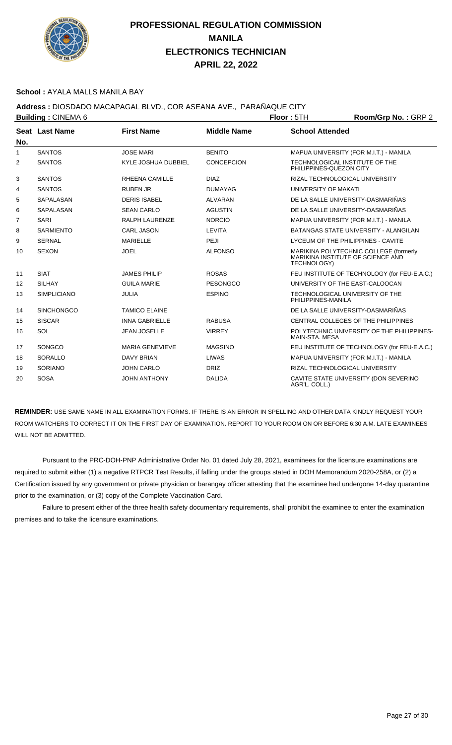# PROFESSIONAL REGULATION COMMISSION
## MANILA
## ELECTRONICS TECHNICIAN
## APRIL 22, 2022

**School :** AYALA MALLS MANILA BAY

**Address :** DIOSDADO MACAPAGAL BLVD., COR ASEANA AVE., PARAÑAQUE CITY

**Building :** CINEMA 6 **Floor :** 5TH **Room/Grp No. :** GRP 2

| Seat No. | Last Name | First Name | Middle Name | School Attended |
|---|---|---|---|---|
| 1 | SANTOS | JOSE MARI | BENITO | MAPUA UNIVERSITY (FOR M.I.T.) - MANILA |
| 2 | SANTOS | KYLE JOSHUA DUBBIEL | CONCEPCION | TECHNOLOGICAL INSTITUTE OF THE PHILIPPINES-QUEZON CITY |
| 3 | SANTOS | RHEENA CAMILLE | DIAZ | RIZAL TECHNOLOGICAL UNIVERSITY |
| 4 | SANTOS | RUBEN JR | DUMAYAG | UNIVERSITY OF MAKATI |
| 5 | SAPALASAN | DERIS ISABEL | ALVARAN | DE LA SALLE UNIVERSITY-DASMARIÑAS |
| 6 | SAPALASAN | SEAN CARLO | AGUSTIN | DE LA SALLE UNIVERSITY-DASMARIÑAS |
| 7 | SARI | RALPH LAURENZE | NORCIO | MAPUA UNIVERSITY (FOR M.I.T.) - MANILA |
| 8 | SARMIENTO | CARL JASON | LEVITA | BATANGAS STATE UNIVERSITY - ALANGILAN |
| 9 | SERNAL | MARIELLE | PEJI | LYCEUM OF THE PHILIPPINES - CAVITE |
| 10 | SEXON | JOEL | ALFONSO | MARIKINA POLYTECHNIC COLLEGE (formerly MARIKINA INSTITUTE OF SCIENCE AND TECHNOLOGY) |
| 11 | SIAT | JAMES PHILIP | ROSAS | FEU INSTITUTE OF TECHNOLOGY (for FEU-E.A.C.) |
| 12 | SILHAY | GUILA MARIE | PESONGCO | UNIVERSITY OF THE EAST-CALOOCAN |
| 13 | SIMPLICIANO | JULIA | ESPINO | TECHNOLOGICAL UNIVERSITY OF THE PHILIPPINES-MANILA |
| 14 | SINCHONGCO | TAMICO ELAINE | | DE LA SALLE UNIVERSITY-DASMARIÑAS |
| 15 | SISCAR | INNA GABRIELLE | RABUSA | CENTRAL COLLEGES OF THE PHILIPPINES |
| 16 | SOL | JEAN JOSELLE | VIRREY | POLYTECHNIC UNIVERSITY OF THE PHILIPPINES-MAIN-STA. MESA |
| 17 | SONGCO | MARIA GENEVIEVE | MAGSINO | FEU INSTITUTE OF TECHNOLOGY (for FEU-E.A.C.) |
| 18 | SORALLO | DAVY BRIAN | LIWAS | MAPUA UNIVERSITY (FOR M.I.T.) - MANILA |
| 19 | SORIANO | JOHN CARLO | DRIZ | RIZAL TECHNOLOGICAL UNIVERSITY |
| 20 | SOSA | JOHN ANTHONY | DALIDA | CAVITE STATE UNIVERSITY (DON SEVERINO AGR'L. COLL.) |

**REMINDER:** USE SAME NAME IN ALL EXAMINATION FORMS. IF THERE IS AN ERROR IN SPELLING AND OTHER DATA KINDLY REQUEST YOUR ROOM WATCHERS TO CORRECT IT ON THE FIRST DAY OF EXAMINATION. REPORT TO YOUR ROOM ON OR BEFORE 6:30 A.M. LATE EXAMINEES WILL NOT BE ADMITTED.

Pursuant to the PRC-DOH-PNP Administrative Order No. 01 dated July 28, 2021, examinees for the licensure examinations are required to submit either (1) a negative RTPCR Test Results, if falling under the groups stated in DOH Memorandum 2020-258A, or (2) a Certification issued by any government or private physician or barangay officer attesting that the examinee had undergone 14-day quarantine prior to the examination, or (3) copy of the Complete Vaccination Card.

Failure to present either of the three health safety documentary requirements, shall prohibit the examinee to enter the examination premises and to take the licensure examinations.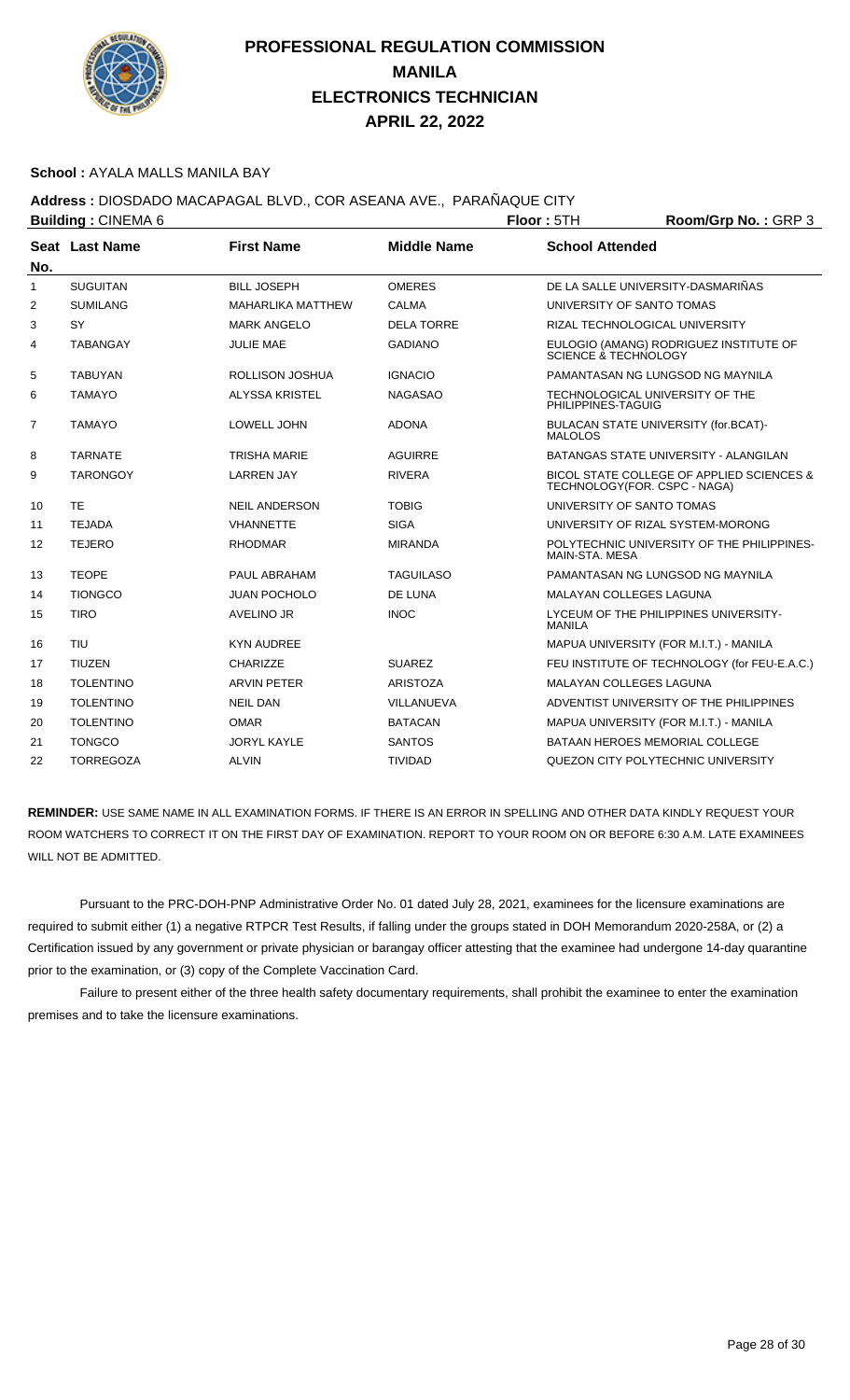# PROFESSIONAL REGULATION COMMISSION
## MANILA
## ELECTRONICS TECHNICIAN
## APRIL 22, 2022

**School :** AYALA MALLS MANILA BAY

**Address :** DIOSDADO MACAPAGAL BLVD., COR ASEANA AVE., PARAÑAQUE CITY

**Building :** CINEMA 6 **Floor :** 5TH **Room/Grp No. :** GRP 3

| Seat No. | Last Name | First Name | Middle Name | School Attended |
|---|---|---|---|---|
| 1 | SUGUITAN | BILL JOSEPH | OMERES | DE LA SALLE UNIVERSITY-DASMARIÑAS |
| 2 | SUMILANG | MAHARLIKA MATTHEW | CALMA | UNIVERSITY OF SANTO TOMAS |
| 3 | SY | MARK ANGELO | DELA TORRE | RIZAL TECHNOLOGICAL UNIVERSITY |
| 4 | TABANGAY | JULIE MAE | GADIANO | EULOGIO (AMANG) RODRIGUEZ INSTITUTE OF SCIENCE & TECHNOLOGY |
| 5 | TABUYAN | ROLLISON JOSHUA | IGNACIO | PAMANTASAN NG LUNGSOD NG MAYNILA |
| 6 | TAMAYO | ALYSSA KRISTEL | NAGASAO | TECHNOLOGICAL UNIVERSITY OF THE PHILIPPINES-TAGUIG |
| 7 | TAMAYO | LOWELL JOHN | ADONA | BULACAN STATE UNIVERSITY (for.BCAT)-MALOLOS |
| 8 | TARNATE | TRISHA MARIE | AGUIRRE | BATANGAS STATE UNIVERSITY - ALANGILAN |
| 9 | TARONGOY | LARREN JAY | RIVERA | BICOL STATE COLLEGE OF APPLIED SCIENCES & TECHNOLOGY(FOR. CSPC - NAGA) |
| 10 | TE | NEIL ANDERSON | TOBIG | UNIVERSITY OF SANTO TOMAS |
| 11 | TEJADA | VHANNETTE | SIGA | UNIVERSITY OF RIZAL SYSTEM-MORONG |
| 12 | TEJERO | RHODMAR | MIRANDA | POLYTECHNIC UNIVERSITY OF THE PHILIPPINES-MAIN-STA. MESA |
| 13 | TEOPE | PAUL ABRAHAM | TAGUILASO | PAMANTASAN NG LUNGSOD NG MAYNILA |
| 14 | TIONGCO | JUAN POCHOLO | DE LUNA | MALAYAN COLLEGES LAGUNA |
| 15 | TIRO | AVELINO JR | INOC | LYCEUM OF THE PHILIPPINES UNIVERSITY-MANILA |
| 16 | TIU | KYN AUDREE | | MAPUA UNIVERSITY (FOR M.I.T.) - MANILA |
| 17 | TIUZEN | CHARIZZE | SUAREZ | FEU INSTITUTE OF TECHNOLOGY (for FEU-E.A.C.) |
| 18 | TOLENTINO | ARVIN PETER | ARISTOZA | MALAYAN COLLEGES LAGUNA |
| 19 | TOLENTINO | NEIL DAN | VILLANUEVA | ADVENTIST UNIVERSITY OF THE PHILIPPINES |
| 20 | TOLENTINO | OMAR | BATACAN | MAPUA UNIVERSITY (FOR M.I.T.) - MANILA |
| 21 | TONGCO | JORYL KAYLE | SANTOS | BATAAN HEROES MEMORIAL COLLEGE |
| 22 | TORREGOZA | ALVIN | TIVIDAD | QUEZON CITY POLYTECHNIC UNIVERSITY |

**REMINDER:** USE SAME NAME IN ALL EXAMINATION FORMS. IF THERE IS AN ERROR IN SPELLING AND OTHER DATA KINDLY REQUEST YOUR ROOM WATCHERS TO CORRECT IT ON THE FIRST DAY OF EXAMINATION. REPORT TO YOUR ROOM ON OR BEFORE 6:30 A.M. LATE EXAMINEES WILL NOT BE ADMITTED.

Pursuant to the PRC-DOH-PNP Administrative Order No. 01 dated July 28, 2021, examinees for the licensure examinations are required to submit either (1) a negative RTPCR Test Results, if falling under the groups stated in DOH Memorandum 2020-258A, or (2) a Certification issued by any government or private physician or barangay officer attesting that the examinee had undergone 14-day quarantine prior to the examination, or (3) copy of the Complete Vaccination Card.

Failure to present either of the three health safety documentary requirements, shall prohibit the examinee to enter the examination premises and to take the licensure examinations.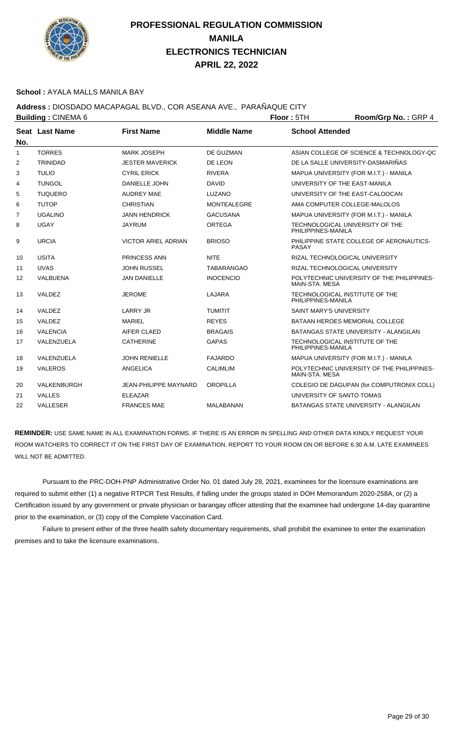# PROFESSIONAL REGULATION COMMISSION
## MANILA
## ELECTRONICS TECHNICIAN
## APRIL 22, 2022

**School :** AYALA MALLS MANILA BAY

**Address :** DIOSDADO MACAPAGAL BLVD., COR ASEANA AVE., PARAÑAQUE CITY

**Building :** CINEMA 6 **Floor :** 5TH **Room/Grp No. :** GRP 4

| Seat No. | Last Name | First Name | Middle Name | School Attended |
|---|---|---|---|---|
| 1 | TORRES | MARK JOSEPH | DE GUZMAN | ASIAN COLLEGE OF SCIENCE & TECHNOLOGY-QC |
| 2 | TRINIDAD | JESTER MAVERICK | DE LEON | DE LA SALLE UNIVERSITY-DASMARIÑAS |
| 3 | TULIO | CYRIL ERICK | RIVERA | MAPUA UNIVERSITY (FOR M.I.T.) - MANILA |
| 4 | TUNGOL | DANIELLE JOHN | DAVID | UNIVERSITY OF THE EAST-MANILA |
| 5 | TUQUERO | AUDREY MAE | LUZANO | UNIVERSITY OF THE EAST-CALOOCAN |
| 6 | TUTOP | CHRISTIAN | MONTEALEGRE | AMA COMPUTER COLLEGE-MALOLOS |
| 7 | UGALINO | JANN HENDRICK | GACUSANA | MAPUA UNIVERSITY (FOR M.I.T.) - MANILA |
| 8 | UGAY | JAYRUM | ORTEGA | TECHNOLOGICAL UNIVERSITY OF THE PHILIPPINES-MANILA |
| 9 | URCIA | VICTOR ARIEL ADRIAN | BRIOSO | PHILIPPINE STATE COLLEGE OF AERONAUTICS-PASAY |
| 10 | USITA | PRINCESS ANN | NITE | RIZAL TECHNOLOGICAL UNIVERSITY |
| 11 | UVAS | JOHN RUSSEL | TABARANGAO | RIZAL TECHNOLOGICAL UNIVERSITY |
| 12 | VALBUENA | JAN DANIELLE | INOCENCIO | POLYTECHNIC UNIVERSITY OF THE PHILIPPINES-MAIN-STA. MESA |
| 13 | VALDEZ | JEROME | LAJARA | TECHNOLOGICAL INSTITUTE OF THE PHILIPPINES-MANILA |
| 14 | VALDEZ | LARRY JR | TUMITIT | SAINT MARY'S UNIVERSITY |
| 15 | VALDEZ | MARIEL | REYES | BATAAN HEROES MEMORIAL COLLEGE |
| 16 | VALENCIA | AIFER CLAED | BRAGAIS | BATANGAS STATE UNIVERSITY - ALANGILAN |
| 17 | VALENZUELA | CATHERINE | GAPAS | TECHNOLOGICAL INSTITUTE OF THE PHILIPPINES-MANILA |
| 18 | VALENZUELA | JOHN RENIELLE | FAJARDO | MAPUA UNIVERSITY (FOR M.I.T.) - MANILA |
| 19 | VALEROS | ANGELICA | CALIMLIM | POLYTECHNIC UNIVERSITY OF THE PHILIPPINES-MAIN-STA. MESA |
| 20 | VALKENBURGH | JEAN-PHILIPPE MAYNARD | OROPILLA | COLEGIO DE DAGUPAN (for.COMPUTRONIX COLL) |
| 21 | VALLES | ELEAZAR | | UNIVERSITY OF SANTO TOMAS |
| 22 | VALLESER | FRANCES MAE | MALABANAN | BATANGAS STATE UNIVERSITY - ALANGILAN |

**REMINDER:** USE SAME NAME IN ALL EXAMINATION FORMS. IF THERE IS AN ERROR IN SPELLING AND OTHER DATA KINDLY REQUEST YOUR ROOM WATCHERS TO CORRECT IT ON THE FIRST DAY OF EXAMINATION. REPORT TO YOUR ROOM ON OR BEFORE 6:30 A.M. LATE EXAMINEES WILL NOT BE ADMITTED.

Pursuant to the PRC-DOH-PNP Administrative Order No. 01 dated July 28, 2021, examinees for the licensure examinations are required to submit either (1) a negative RTPCR Test Results, if falling under the groups stated in DOH Memorandum 2020-258A, or (2) a Certification issued by any government or private physician or barangay officer attesting that the examinee had undergone 14-day quarantine prior to the examination, or (3) copy of the Complete Vaccination Card.

Failure to present either of the three health safety documentary requirements, shall prohibit the examinee to enter the examination premises and to take the licensure examinations.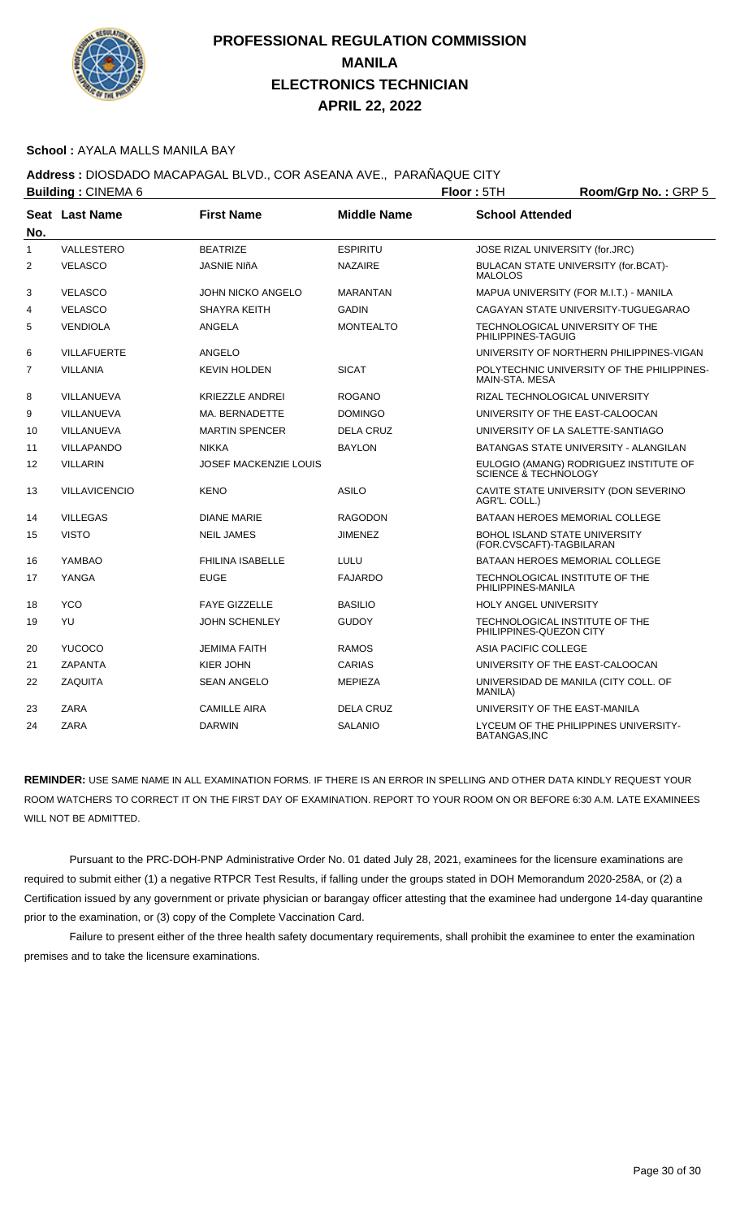# PROFESSIONAL REGULATION COMMISSION
# MANILA
# ELECTRONICS TECHNICIAN
# APRIL 22, 2022

**School :** AYALA MALLS MANILA BAY

**Address :** DIOSDADO MACAPAGAL BLVD., COR ASEANA AVE., PARAÑAQUE CITY

**Building :** CINEMA 6 **Floor :** 5TH **Room/Grp No. :** GRP 5

| Seat No. | Last Name | First Name | Middle Name | School Attended |
|---|---|---|---|---|
| 1 | VALLESTERO | BEATRIZE | ESPIRITU | JOSE RIZAL UNIVERSITY (for.JRC) |
| 2 | VELASCO | JASNIE NIñA | NAZAIRE | BULACAN STATE UNIVERSITY (for.BCAT)-MALOLOS |
| 3 | VELASCO | JOHN NICKO ANGELO | MARANTAN | MAPUA UNIVERSITY (FOR M.I.T.) - MANILA |
| 4 | VELASCO | SHAYRA KEITH | GADIN | CAGAYAN STATE UNIVERSITY-TUGUEGARAO |
| 5 | VENDIOLA | ANGELA | MONTEALTO | TECHNOLOGICAL UNIVERSITY OF THE PHILIPPINES-TAGUIG |
| 6 | VILLAFUERTE | ANGELO | | UNIVERSITY OF NORTHERN PHILIPPINES-VIGAN |
| 7 | VILLANIA | KEVIN HOLDEN | SICAT | POLYTECHNIC UNIVERSITY OF THE PHILIPPINES-MAIN-STA. MESA |
| 8 | VILLANUEVA | KRIEZZLE ANDREI | ROGANO | RIZAL TECHNOLOGICAL UNIVERSITY |
| 9 | VILLANUEVA | MA. BERNADETTE | DOMINGO | UNIVERSITY OF THE EAST-CALOOCAN |
| 10 | VILLANUEVA | MARTIN SPENCER | DELA CRUZ | UNIVERSITY OF LA SALETTE-SANTIAGO |
| 11 | VILLAPANDO | NIKKA | BAYLON | BATANGAS STATE UNIVERSITY - ALANGILAN |
| 12 | VILLARIN | JOSEF MACKENZIE LOUIS | | EULOGIO (AMANG) RODRIGUEZ INSTITUTE OF SCIENCE & TECHNOLOGY |
| 13 | VILLAVICENCIO | KENO | ASILO | CAVITE STATE UNIVERSITY (DON SEVERINO AGR'L. COLL.) |
| 14 | VILLEGAS | DIANE MARIE | RAGODON | BATAAN HEROES MEMORIAL COLLEGE |
| 15 | VISTO | NEIL JAMES | JIMENEZ | BOHOL ISLAND STATE UNIVERSITY (FOR.CVSCAFT)-TAGBILARAN |
| 16 | YAMBAO | FHILINA ISABELLE | LULU | BATAAN HEROES MEMORIAL COLLEGE |
| 17 | YANGA | EUGE | FAJARDO | TECHNOLOGICAL INSTITUTE OF THE PHILIPPINES-MANILA |
| 18 | YCO | FAYE GIZZELLE | BASILIO | HOLY ANGEL UNIVERSITY |
| 19 | YU | JOHN SCHENLEY | GUDOY | TECHNOLOGICAL INSTITUTE OF THE PHILIPPINES-QUEZON CITY |
| 20 | YUCOCO | JEMIMA FAITH | RAMOS | ASIA PACIFIC COLLEGE |
| 21 | ZAPANTA | KIER JOHN | CARIAS | UNIVERSITY OF THE EAST-CALOOCAN |
| 22 | ZAQUITA | SEAN ANGELO | MEPIEZA | UNIVERSIDAD DE MANILA (CITY COLL. OF MANILA) |
| 23 | ZARA | CAMILLE AIRA | DELA CRUZ | UNIVERSITY OF THE EAST-MANILA |
| 24 | ZARA | DARWIN | SALANIO | LYCEUM OF THE PHILIPPINES UNIVERSITY-BATANGAS,INC |

**REMINDER:** USE SAME NAME IN ALL EXAMINATION FORMS. IF THERE IS AN ERROR IN SPELLING AND OTHER DATA KINDLY REQUEST YOUR ROOM WATCHERS TO CORRECT IT ON THE FIRST DAY OF EXAMINATION. REPORT TO YOUR ROOM ON OR BEFORE 6:30 A.M. LATE EXAMINEES WILL NOT BE ADMITTED.

Pursuant to the PRC-DOH-PNP Administrative Order No. 01 dated July 28, 2021, examinees for the licensure examinations are required to submit either (1) a negative RTPCR Test Results, if falling under the groups stated in DOH Memorandum 2020-258A, or (2) a Certification issued by any government or private physician or barangay officer attesting that the examinee had undergone 14-day quarantine prior to the examination, or (3) copy of the Complete Vaccination Card.

Failure to present either of the three health safety documentary requirements, shall prohibit the examinee to enter the examination premises and to take the licensure examinations.